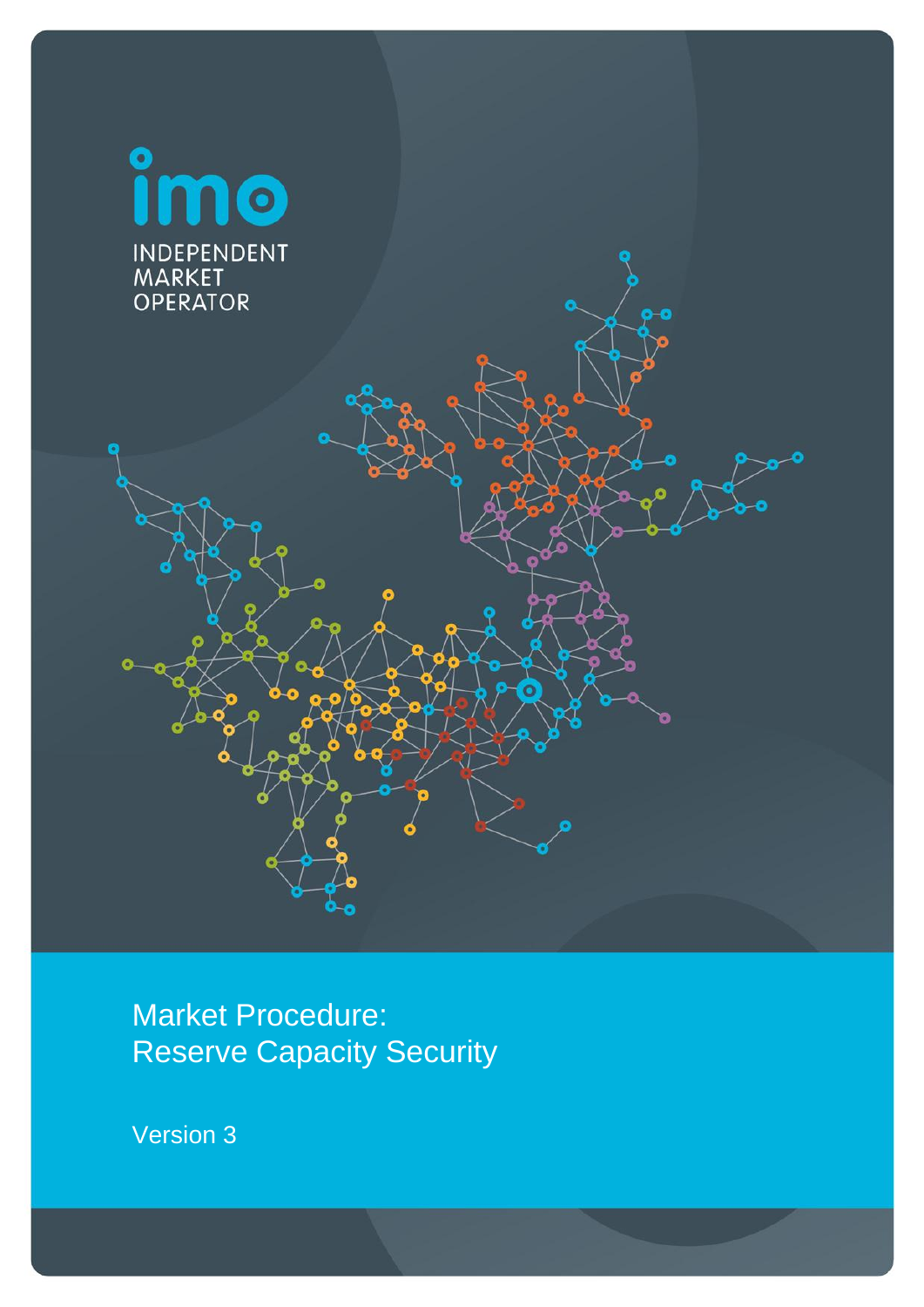INDEPENDENT MARKET OPERATOR

# Market Procedure: Reserve Capacity Security

Version 3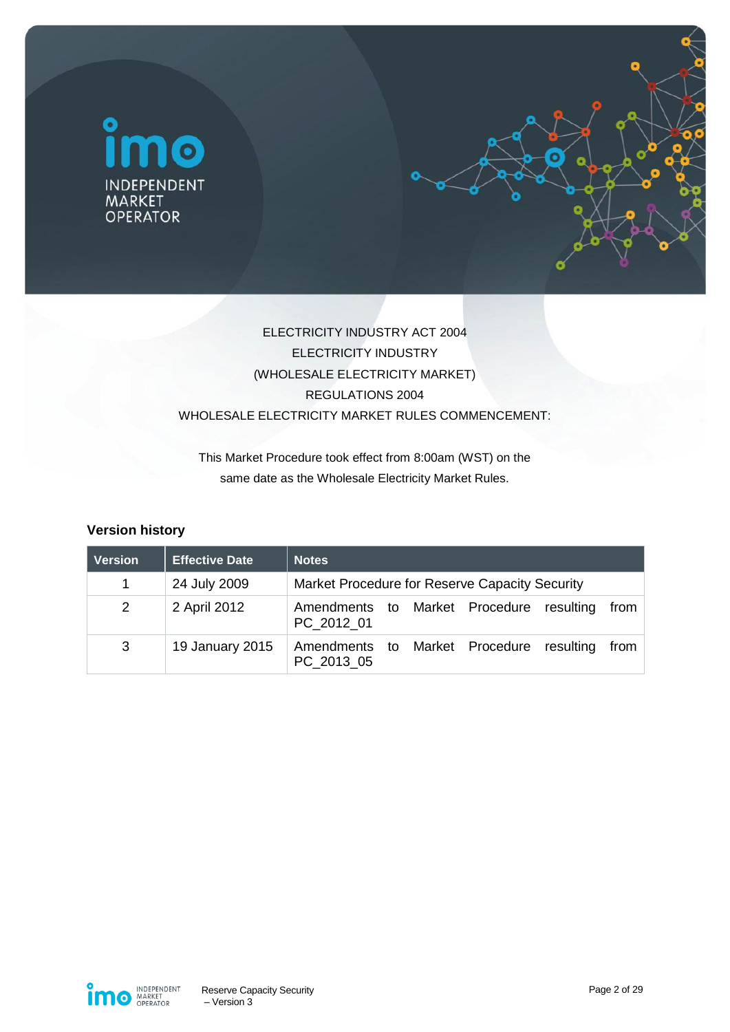ELECTRICITY INDUSTRY ACT 2004
ELECTRICITY INDUSTRY
(WHOLESALE ELECTRICITY MARKET)
REGULATIONS 2004
WHOLESALE ELECTRICITY MARKET RULES COMMENCEMENT:

This Market Procedure took effect from 8:00am (WST) on the same date as the Wholesale Electricity Market Rules.

### Version history

| Version | Effective Date | Notes |
|---|---|---|
| 1 | 24 July 2009 | Market Procedure for Reserve Capacity Security |
| 2 | 2 April 2012 | Amendments to Market Procedure resulting from PC_2012_01 |
| 3 | 19 January 2015 | Amendments to Market Procedure resulting from PC_2013_05 |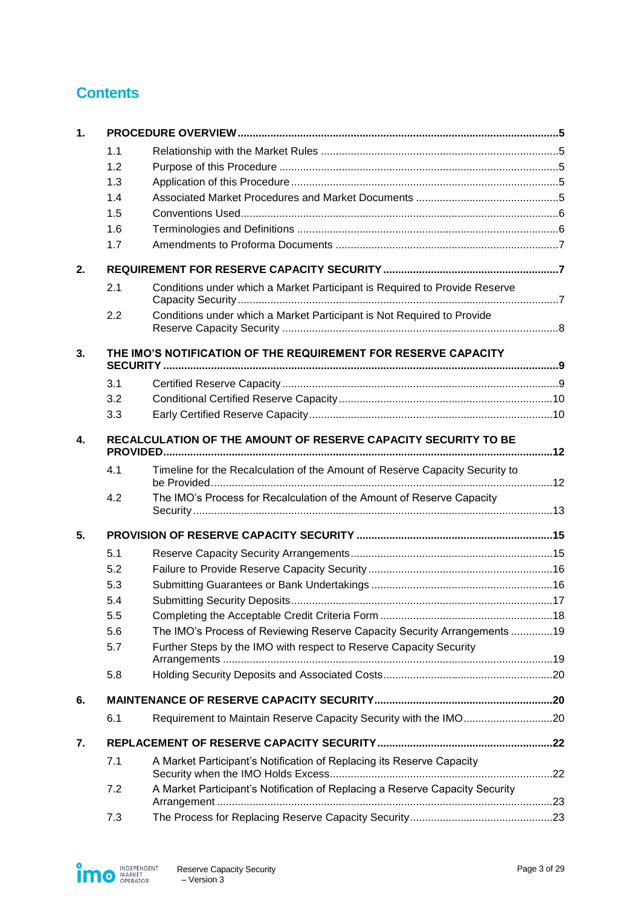# Contents

1. **PROCEDURE OVERVIEW** ..... 5
   - 1.1 Relationship with the Market Rules ..... 5
   - 1.2 Purpose of this Procedure ..... 5
   - 1.3 Application of this Procedure ..... 5
   - 1.4 Associated Market Procedures and Market Documents ..... 5
   - 1.5 Conventions Used ..... 6
   - 1.6 Terminologies and Definitions ..... 6
   - 1.7 Amendments to Proforma Documents ..... 7
2. **REQUIREMENT FOR RESERVE CAPACITY SECURITY** ..... 7
   - 2.1 Conditions under which a Market Participant is Required to Provide Reserve Capacity Security ..... 7
   - 2.2 Conditions under which a Market Participant is Not Required to Provide Reserve Capacity Security ..... 8
3. **THE IMO'S NOTIFICATION OF THE REQUIREMENT FOR RESERVE CAPACITY SECURITY** ..... 9
   - 3.1 Certified Reserve Capacity ..... 9
   - 3.2 Conditional Certified Reserve Capacity ..... 10
   - 3.3 Early Certified Reserve Capacity ..... 10
4. **RECALCULATION OF THE AMOUNT OF RESERVE CAPACITY SECURITY TO BE PROVIDED** ..... 12
   - 4.1 Timeline for the Recalculation of the Amount of Reserve Capacity Security to be Provided ..... 12
   - 4.2 The IMO's Process for Recalculation of the Amount of Reserve Capacity Security ..... 13
5. **PROVISION OF RESERVE CAPACITY SECURITY** ..... 15
   - 5.1 Reserve Capacity Security Arrangements ..... 15
   - 5.2 Failure to Provide Reserve Capacity Security ..... 16
   - 5.3 Submitting Guarantees or Bank Undertakings ..... 16
   - 5.4 Submitting Security Deposits ..... 17
   - 5.5 Completing the Acceptable Credit Criteria Form ..... 18
   - 5.6 The IMO's Process of Reviewing Reserve Capacity Security Arrangements ..... 19
   - 5.7 Further Steps by the IMO with respect to Reserve Capacity Security Arrangements ..... 19
   - 5.8 Holding Security Deposits and Associated Costs ..... 20
6. **MAINTENANCE OF RESERVE CAPACITY SECURITY** ..... 20
   - 6.1 Requirement to Maintain Reserve Capacity Security with the IMO ..... 20
7. **REPLACEMENT OF RESERVE CAPACITY SECURITY** ..... 22
   - 7.1 A Market Participant's Notification of Replacing its Reserve Capacity Security when the IMO Holds Excess ..... 22
   - 7.2 A Market Participant's Notification of Replacing a Reserve Capacity Security Arrangement ..... 23
   - 7.3 The Process for Replacing Reserve Capacity Security ..... 23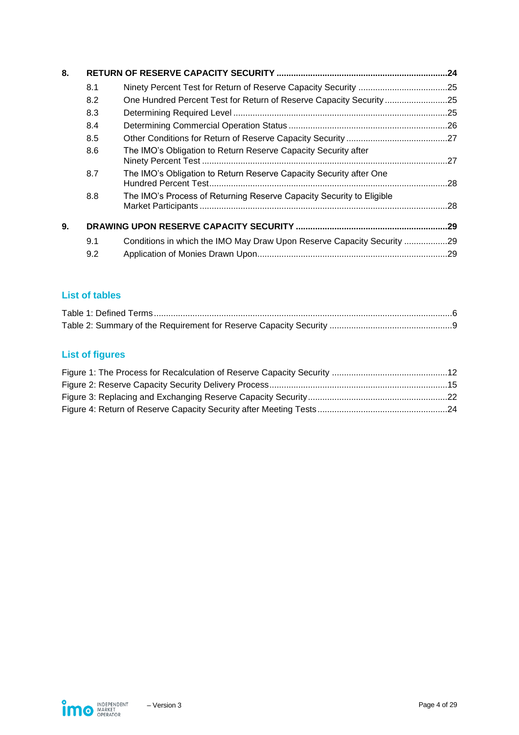**8. RETURN OF RESERVE CAPACITY SECURITY ........................................................................24**

- 8.1 Ninety Percent Test for Return of Reserve Capacity Security ........................................25
- 8.2 One Hundred Percent Test for Return of Reserve Capacity Security ..........................25
- 8.3 Determining Required Level .........................................................................................25
- 8.4 Determining Commercial Operation Status ..................................................................26
- 8.5 Other Conditions for Return of Reserve Capacity Security ..........................................27
- 8.6 The IMO's Obligation to Return Reserve Capacity Security after Ninety Percent Test ......................................................................................................27
- 8.7 The IMO's Obligation to Return Reserve Capacity Security after One Hundred Percent Test....................................................................................................28
- 8.8 The IMO's Process of Returning Reserve Capacity Security to Eligible Market Participants .......................................................................................................28

**9. DRAWING UPON RESERVE CAPACITY SECURITY ...............................................................29**

- 9.1 Conditions in which the IMO May Draw Upon Reserve Capacity Security ..................29
- 9.2 Application of Monies Drawn Upon...............................................................................29

## List of tables

Table 1: Defined Terms..............................................................................................................6
Table 2: Summary of the Requirement for Reserve Capacity Security ....................................9

## List of figures

Figure 1: The Process for Recalculation of Reserve Capacity Security ..................................12
Figure 2: Reserve Capacity Security Delivery Process...........................................................15
Figure 3: Replacing and Exchanging Reserve Capacity Security...........................................22
Figure 4: Return of Reserve Capacity Security after Meeting Tests.......................................24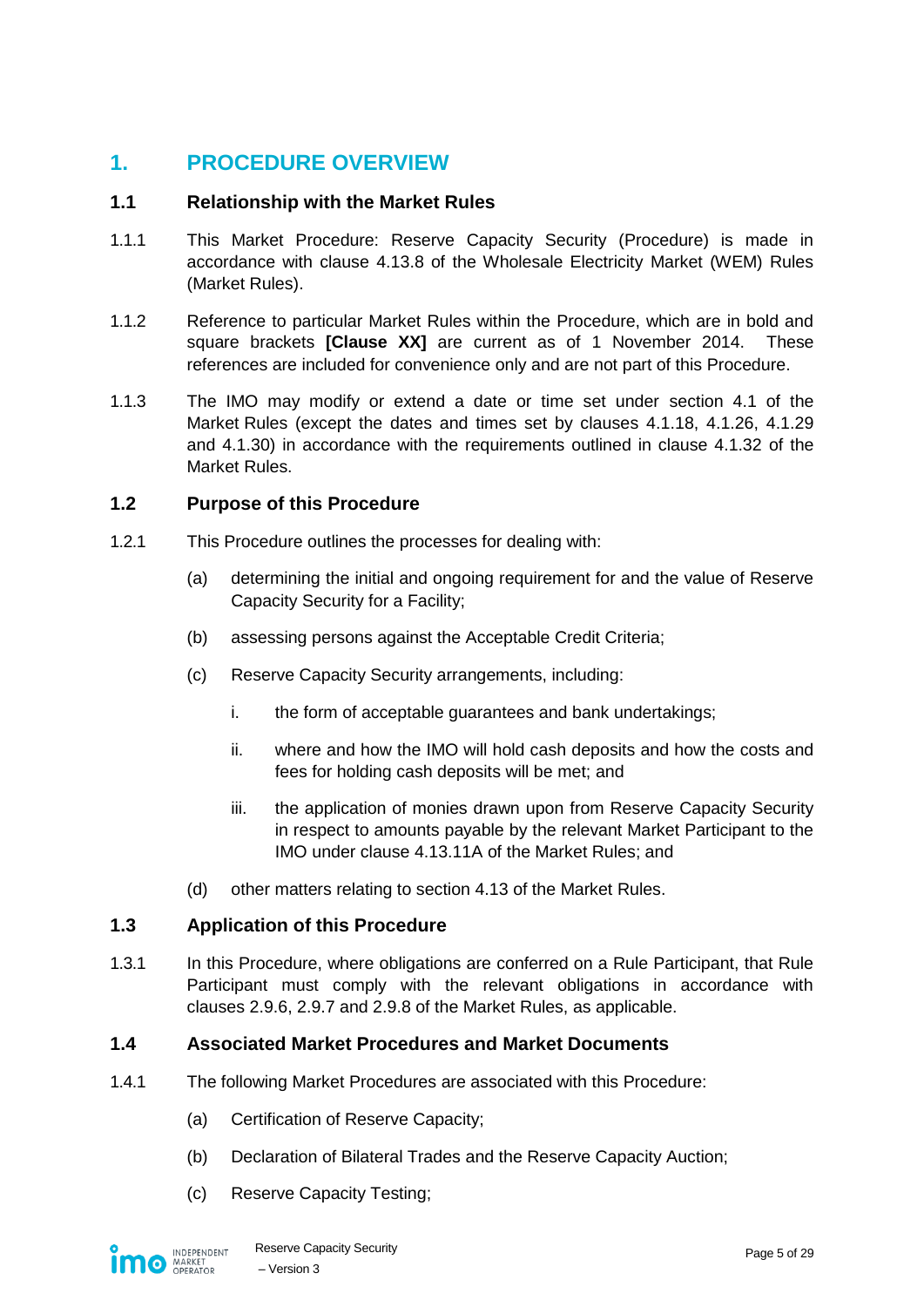# 1. PROCEDURE OVERVIEW

## 1.1 Relationship with the Market Rules

1.1.1 This Market Procedure: Reserve Capacity Security (Procedure) is made in accordance with clause 4.13.8 of the Wholesale Electricity Market (WEM) Rules (Market Rules).

1.1.2 Reference to particular Market Rules within the Procedure, which are in bold and square brackets **[Clause XX]** are current as of 1 November 2014. These references are included for convenience only and are not part of this Procedure.

1.1.3 The IMO may modify or extend a date or time set under section 4.1 of the Market Rules (except the dates and times set by clauses 4.1.18, 4.1.26, 4.1.29 and 4.1.30) in accordance with the requirements outlined in clause 4.1.32 of the Market Rules.

## 1.2 Purpose of this Procedure

1.2.1 This Procedure outlines the processes for dealing with:

(a) determining the initial and ongoing requirement for and the value of Reserve Capacity Security for a Facility;

(b) assessing persons against the Acceptable Credit Criteria;

(c) Reserve Capacity Security arrangements, including:

i. the form of acceptable guarantees and bank undertakings;

ii. where and how the IMO will hold cash deposits and how the costs and fees for holding cash deposits will be met; and

iii. the application of monies drawn upon from Reserve Capacity Security in respect to amounts payable by the relevant Market Participant to the IMO under clause 4.13.11A of the Market Rules; and

(d) other matters relating to section 4.13 of the Market Rules.

## 1.3 Application of this Procedure

1.3.1 In this Procedure, where obligations are conferred on a Rule Participant, that Rule Participant must comply with the relevant obligations in accordance with clauses 2.9.6, 2.9.7 and 2.9.8 of the Market Rules, as applicable.

## 1.4 Associated Market Procedures and Market Documents

1.4.1 The following Market Procedures are associated with this Procedure:

(a) Certification of Reserve Capacity;

(b) Declaration of Bilateral Trades and the Reserve Capacity Auction;

(c) Reserve Capacity Testing;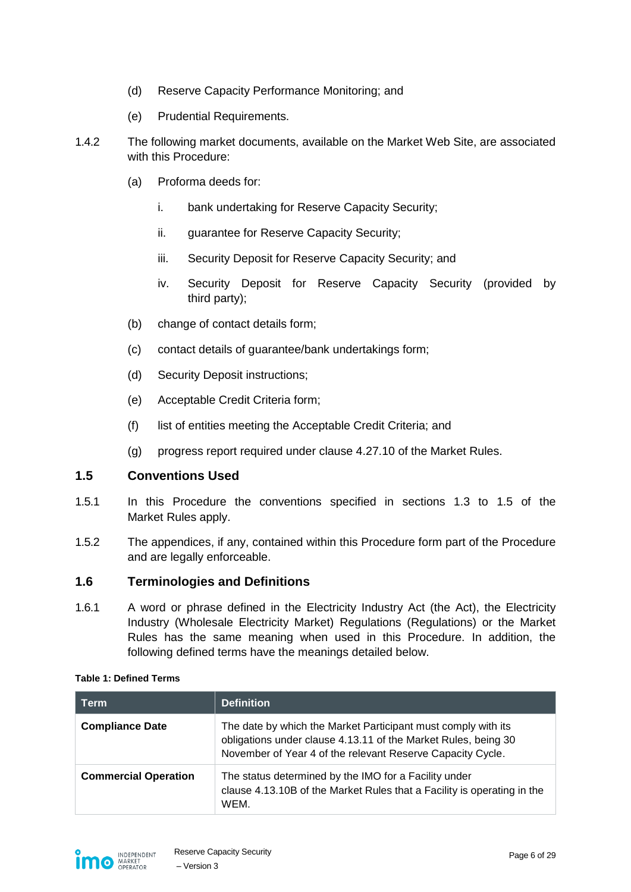(d) Reserve Capacity Performance Monitoring; and

(e) Prudential Requirements.

1.4.2 The following market documents, available on the Market Web Site, are associated with this Procedure:

(a) Proforma deeds for:

i. bank undertaking for Reserve Capacity Security;

ii. guarantee for Reserve Capacity Security;

iii. Security Deposit for Reserve Capacity Security; and

iv. Security Deposit for Reserve Capacity Security (provided by third party);

(b) change of contact details form;

(c) contact details of guarantee/bank undertakings form;

(d) Security Deposit instructions;

(e) Acceptable Credit Criteria form;

(f) list of entities meeting the Acceptable Credit Criteria; and

(g) progress report required under clause 4.27.10 of the Market Rules.

## 1.5 Conventions Used

1.5.1 In this Procedure the conventions specified in sections 1.3 to 1.5 of the Market Rules apply.

1.5.2 The appendices, if any, contained within this Procedure form part of the Procedure and are legally enforceable.

## 1.6 Terminologies and Definitions

1.6.1 A word or phrase defined in the Electricity Industry Act (the Act), the Electricity Industry (Wholesale Electricity Market) Regulations (Regulations) or the Market Rules has the same meaning when used in this Procedure. In addition, the following defined terms have the meanings detailed below.

**Table 1: Defined Terms**

| Term | Definition |
| --- | --- |
| **Compliance Date** | The date by which the Market Participant must comply with its obligations under clause 4.13.11 of the Market Rules, being 30 November of Year 4 of the relevant Reserve Capacity Cycle. |
| **Commercial Operation** | The status determined by the IMO for a Facility under clause 4.13.10B of the Market Rules that a Facility is operating in the WEM. |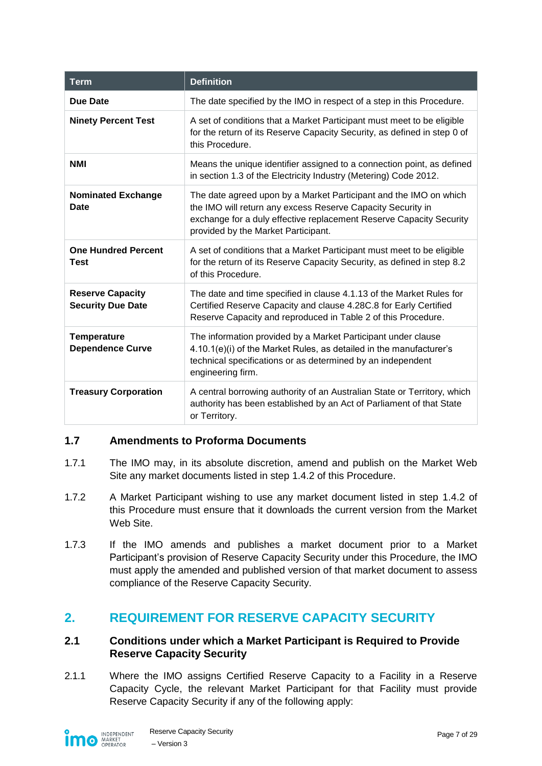| Term | Definition |
|---|---|
| **Due Date** | The date specified by the IMO in respect of a step in this Procedure. |
| **Ninety Percent Test** | A set of conditions that a Market Participant must meet to be eligible for the return of its Reserve Capacity Security, as defined in step 0 of this Procedure. |
| **NMI** | Means the unique identifier assigned to a connection point, as defined in section 1.3 of the Electricity Industry (Metering) Code 2012. |
| **Nominated Exchange Date** | The date agreed upon by a Market Participant and the IMO on which the IMO will return any excess Reserve Capacity Security in exchange for a duly effective replacement Reserve Capacity Security provided by the Market Participant. |
| **One Hundred Percent Test** | A set of conditions that a Market Participant must meet to be eligible for the return of its Reserve Capacity Security, as defined in step 8.2 of this Procedure. |
| **Reserve Capacity Security Due Date** | The date and time specified in clause 4.1.13 of the Market Rules for Certified Reserve Capacity and clause 4.28C.8 for Early Certified Reserve Capacity and reproduced in Table 2 of this Procedure. |
| **Temperature Dependence Curve** | The information provided by a Market Participant under clause 4.10.1(e)(i) of the Market Rules, as detailed in the manufacturer's technical specifications or as determined by an independent engineering firm. |
| **Treasury Corporation** | A central borrowing authority of an Australian State or Territory, which authority has been established by an Act of Parliament of that State or Territory. |

### 1.7 Amendments to Proforma Documents

1.7.1 The IMO may, in its absolute discretion, amend and publish on the Market Web Site any market documents listed in step 1.4.2 of this Procedure.

1.7.2 A Market Participant wishing to use any market document listed in step 1.4.2 of this Procedure must ensure that it downloads the current version from the Market Web Site.

1.7.3 If the IMO amends and publishes a market document prior to a Market Participant's provision of Reserve Capacity Security under this Procedure, the IMO must apply the amended and published version of that market document to assess compliance of the Reserve Capacity Security.

## 2. REQUIREMENT FOR RESERVE CAPACITY SECURITY

### 2.1 Conditions under which a Market Participant is Required to Provide Reserve Capacity Security

2.1.1 Where the IMO assigns Certified Reserve Capacity to a Facility in a Reserve Capacity Cycle, the relevant Market Participant for that Facility must provide Reserve Capacity Security if any of the following apply: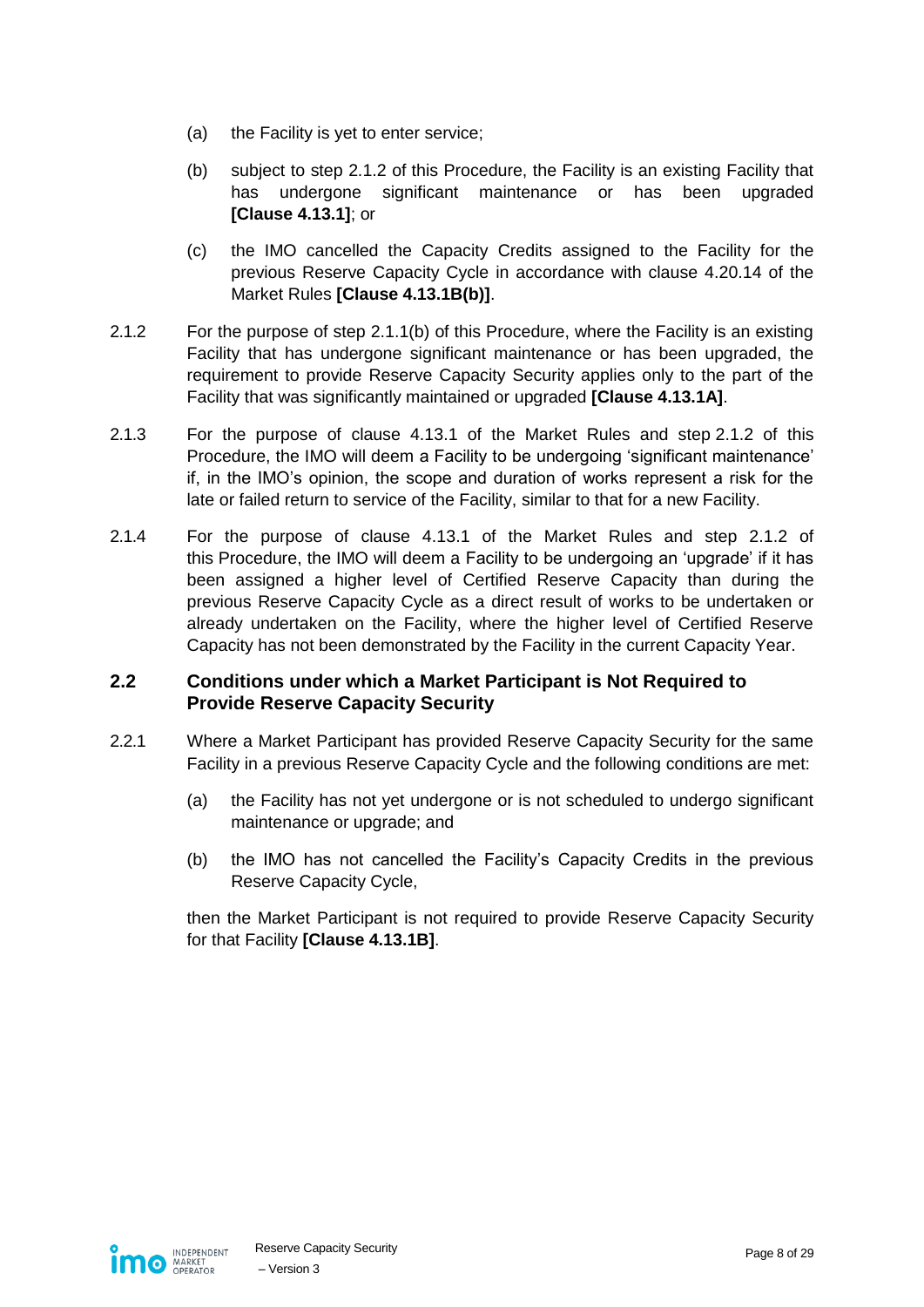(a) the Facility is yet to enter service;

(b) subject to step 2.1.2 of this Procedure, the Facility is an existing Facility that has undergone significant maintenance or has been upgraded **[Clause 4.13.1]**; or

(c) the IMO cancelled the Capacity Credits assigned to the Facility for the previous Reserve Capacity Cycle in accordance with clause 4.20.14 of the Market Rules **[Clause 4.13.1B(b)]**.

2.1.2 For the purpose of step 2.1.1(b) of this Procedure, where the Facility is an existing Facility that has undergone significant maintenance or has been upgraded, the requirement to provide Reserve Capacity Security applies only to the part of the Facility that was significantly maintained or upgraded **[Clause 4.13.1A]**.

2.1.3 For the purpose of clause 4.13.1 of the Market Rules and step 2.1.2 of this Procedure, the IMO will deem a Facility to be undergoing 'significant maintenance' if, in the IMO's opinion, the scope and duration of works represent a risk for the late or failed return to service of the Facility, similar to that for a new Facility.

2.1.4 For the purpose of clause 4.13.1 of the Market Rules and step 2.1.2 of this Procedure, the IMO will deem a Facility to be undergoing an 'upgrade' if it has been assigned a higher level of Certified Reserve Capacity than during the previous Reserve Capacity Cycle as a direct result of works to be undertaken or already undertaken on the Facility, where the higher level of Certified Reserve Capacity has not been demonstrated by the Facility in the current Capacity Year.

## 2.2 Conditions under which a Market Participant is Not Required to Provide Reserve Capacity Security

2.2.1 Where a Market Participant has provided Reserve Capacity Security for the same Facility in a previous Reserve Capacity Cycle and the following conditions are met:

(a) the Facility has not yet undergone or is not scheduled to undergo significant maintenance or upgrade; and

(b) the IMO has not cancelled the Facility's Capacity Credits in the previous Reserve Capacity Cycle,

then the Market Participant is not required to provide Reserve Capacity Security for that Facility **[Clause 4.13.1B]**.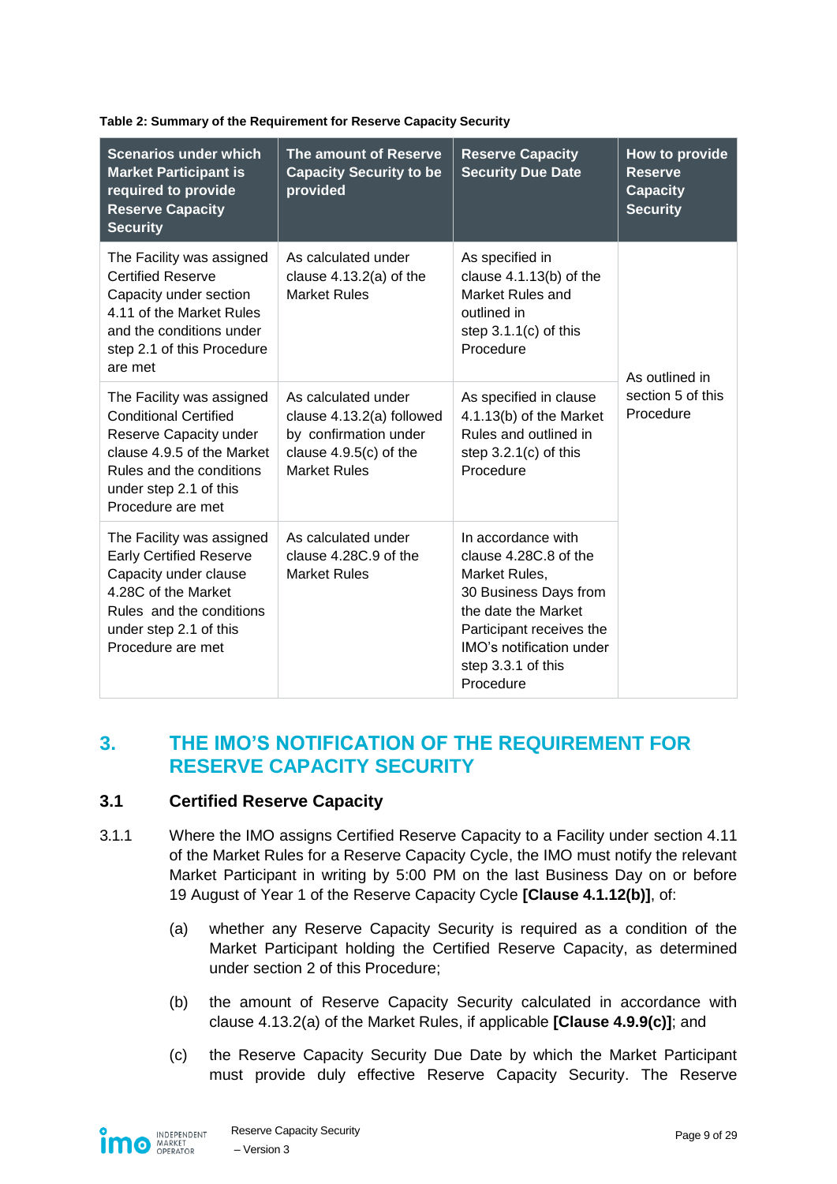**Table 2: Summary of the Requirement for Reserve Capacity Security**

| Scenarios under which Market Participant is required to provide Reserve Capacity Security | The amount of Reserve Capacity Security to be provided | Reserve Capacity Security Due Date | How to provide Reserve Capacity Security |
|---|---|---|---|
| The Facility was assigned Certified Reserve Capacity under section 4.11 of the Market Rules and the conditions under step 2.1 of this Procedure are met | As calculated under clause 4.13.2(a) of the Market Rules | As specified in clause 4.1.13(b) of the Market Rules and outlined in step 3.1.1(c) of this Procedure | As outlined in section 5 of this Procedure |
| The Facility was assigned Conditional Certified Reserve Capacity under clause 4.9.5 of the Market Rules and the conditions under step 2.1 of this Procedure are met | As calculated under clause 4.13.2(a) followed by confirmation under clause 4.9.5(c) of the Market Rules | As specified in clause 4.1.13(b) of the Market Rules and outlined in step 3.2.1(c) of this Procedure | |
| The Facility was assigned Early Certified Reserve Capacity under clause 4.28C of the Market Rules and the conditions under step 2.1 of this Procedure are met | As calculated under clause 4.28C.9 of the Market Rules | In accordance with clause 4.28C.8 of the Market Rules, 30 Business Days from the date the Market Participant receives the IMO's notification under step 3.3.1 of this Procedure | |

# 3. THE IMO'S NOTIFICATION OF THE REQUIREMENT FOR RESERVE CAPACITY SECURITY

## 3.1 Certified Reserve Capacity

3.1.1 Where the IMO assigns Certified Reserve Capacity to a Facility under section 4.11 of the Market Rules for a Reserve Capacity Cycle, the IMO must notify the relevant Market Participant in writing by 5:00 PM on the last Business Day on or before 19 August of Year 1 of the Reserve Capacity Cycle **[Clause 4.1.12(b)]**, of:

(a) whether any Reserve Capacity Security is required as a condition of the Market Participant holding the Certified Reserve Capacity, as determined under section 2 of this Procedure;

(b) the amount of Reserve Capacity Security calculated in accordance with clause 4.13.2(a) of the Market Rules, if applicable **[Clause 4.9.9(c)]**; and

(c) the Reserve Capacity Security Due Date by which the Market Participant must provide duly effective Reserve Capacity Security. The Reserve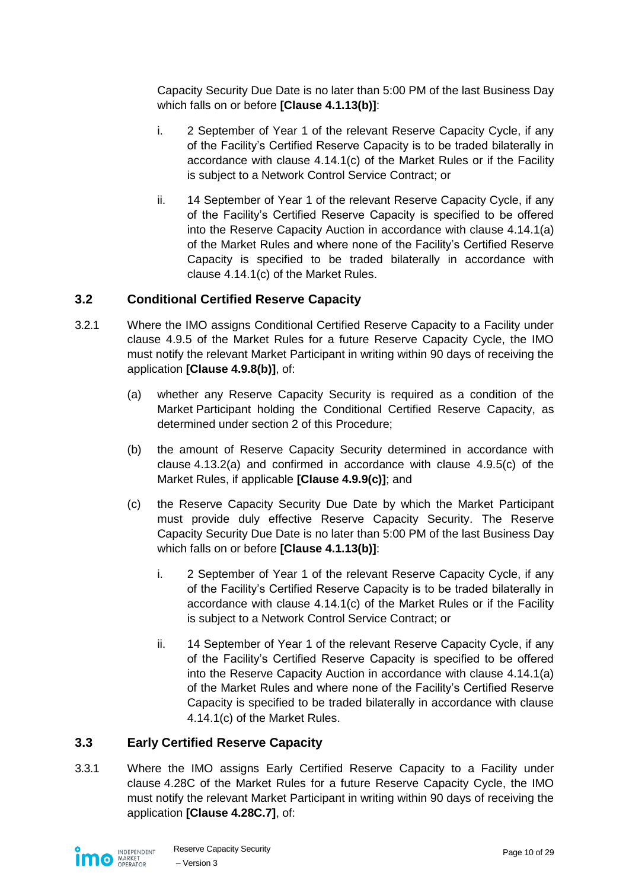Capacity Security Due Date is no later than 5:00 PM of the last Business Day which falls on or before **[Clause 4.1.13(b)]**:

i. 2 September of Year 1 of the relevant Reserve Capacity Cycle, if any of the Facility's Certified Reserve Capacity is to be traded bilaterally in accordance with clause 4.14.1(c) of the Market Rules or if the Facility is subject to a Network Control Service Contract; or

ii. 14 September of Year 1 of the relevant Reserve Capacity Cycle, if any of the Facility's Certified Reserve Capacity is specified to be offered into the Reserve Capacity Auction in accordance with clause 4.14.1(a) of the Market Rules and where none of the Facility's Certified Reserve Capacity is specified to be traded bilaterally in accordance with clause 4.14.1(c) of the Market Rules.

## 3.2 Conditional Certified Reserve Capacity

3.2.1 Where the IMO assigns Conditional Certified Reserve Capacity to a Facility under clause 4.9.5 of the Market Rules for a future Reserve Capacity Cycle, the IMO must notify the relevant Market Participant in writing within 90 days of receiving the application **[Clause 4.9.8(b)]**, of:

(a) whether any Reserve Capacity Security is required as a condition of the Market Participant holding the Conditional Certified Reserve Capacity, as determined under section 2 of this Procedure;

(b) the amount of Reserve Capacity Security determined in accordance with clause 4.13.2(a) and confirmed in accordance with clause 4.9.5(c) of the Market Rules, if applicable **[Clause 4.9.9(c)]**; and

(c) the Reserve Capacity Security Due Date by which the Market Participant must provide duly effective Reserve Capacity Security. The Reserve Capacity Security Due Date is no later than 5:00 PM of the last Business Day which falls on or before **[Clause 4.1.13(b)]**:

i. 2 September of Year 1 of the relevant Reserve Capacity Cycle, if any of the Facility's Certified Reserve Capacity is to be traded bilaterally in accordance with clause 4.14.1(c) of the Market Rules or if the Facility is subject to a Network Control Service Contract; or

ii. 14 September of Year 1 of the relevant Reserve Capacity Cycle, if any of the Facility's Certified Reserve Capacity is specified to be offered into the Reserve Capacity Auction in accordance with clause 4.14.1(a) of the Market Rules and where none of the Facility's Certified Reserve Capacity is specified to be traded bilaterally in accordance with clause 4.14.1(c) of the Market Rules.

## 3.3 Early Certified Reserve Capacity

3.3.1 Where the IMO assigns Early Certified Reserve Capacity to a Facility under clause 4.28C of the Market Rules for a future Reserve Capacity Cycle, the IMO must notify the relevant Market Participant in writing within 90 days of receiving the application **[Clause 4.28C.7]**, of: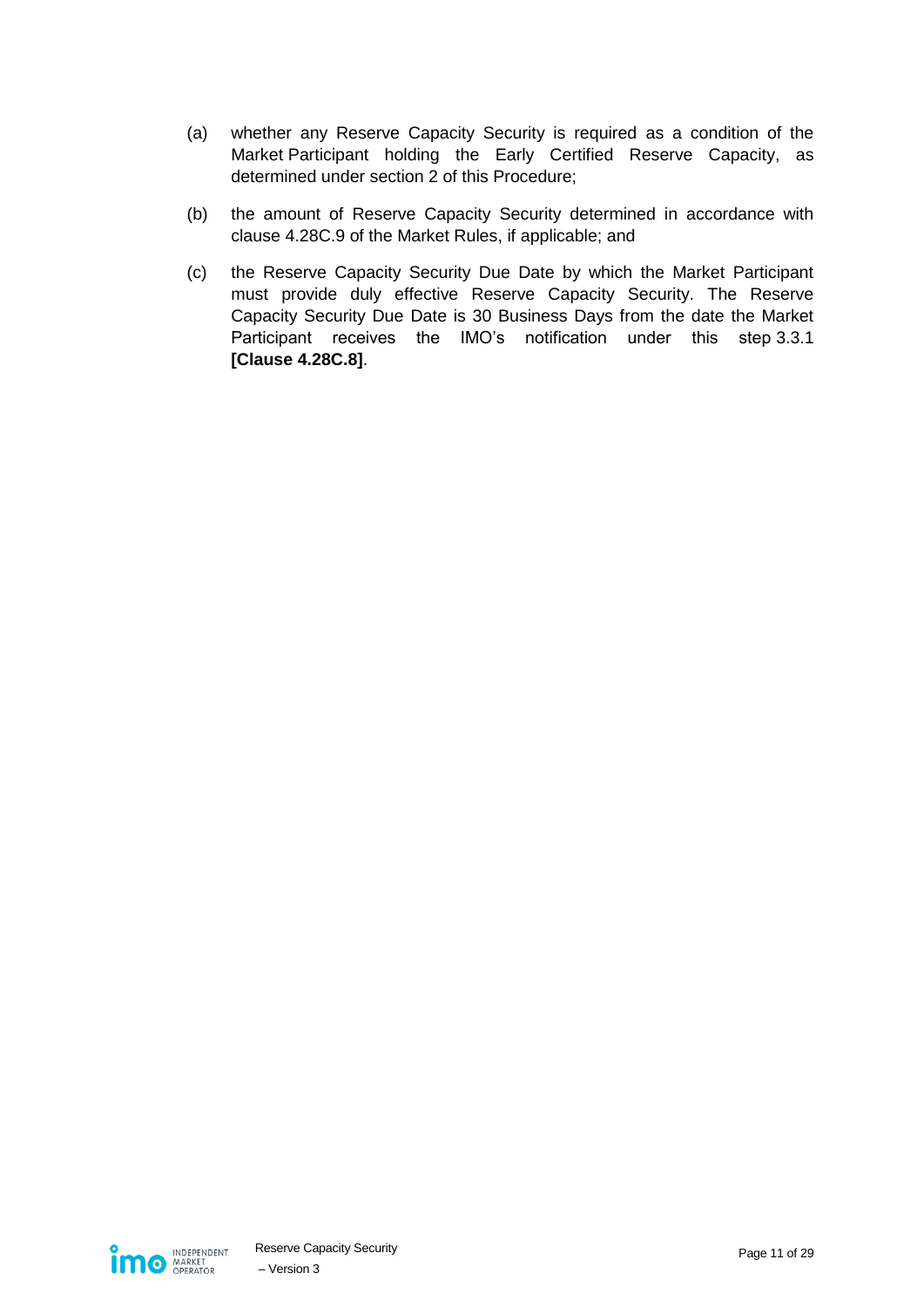(a) whether any Reserve Capacity Security is required as a condition of the Market Participant holding the Early Certified Reserve Capacity, as determined under section 2 of this Procedure;

(b) the amount of Reserve Capacity Security determined in accordance with clause 4.28C.9 of the Market Rules, if applicable; and

(c) the Reserve Capacity Security Due Date by which the Market Participant must provide duly effective Reserve Capacity Security. The Reserve Capacity Security Due Date is 30 Business Days from the date the Market Participant receives the IMO's notification under this step 3.3.1 **[Clause 4.28C.8]**.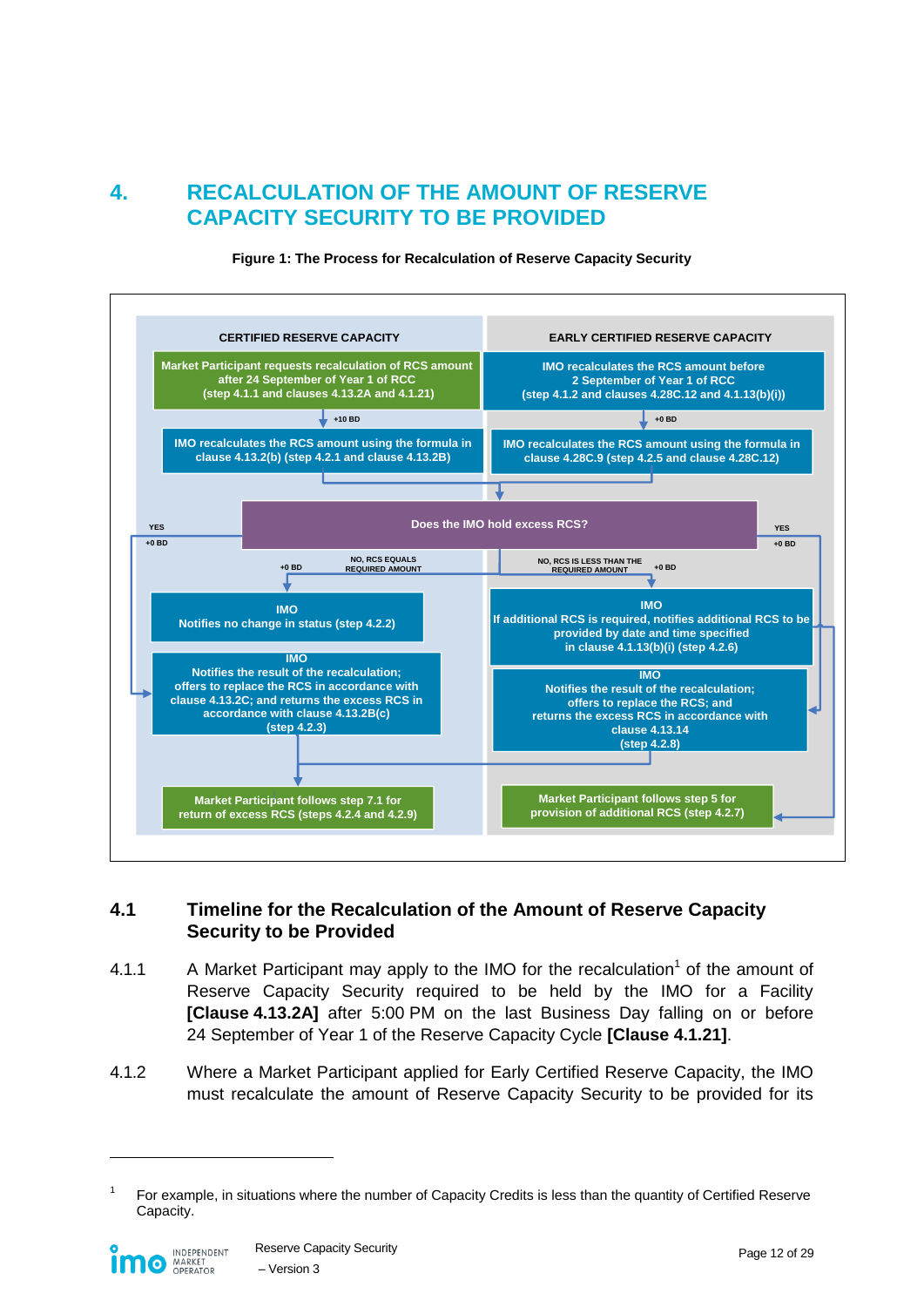# 4. RECALCULATION OF THE AMOUNT OF RESERVE CAPACITY SECURITY TO BE PROVIDED

**Figure 1: The Process for Recalculation of Reserve Capacity Security**

CERTIFIED RESERVE CAPACITY

EARLY CERTIFIED RESERVE CAPACITY

Market Participant requests recalculation of RCS amount after 24 September of Year 1 of RCC (step 4.1.1 and clauses 4.13.2A and 4.1.21)

+10 BD

IMO recalculates the RCS amount using the formula in clause 4.13.2(b) (step 4.2.1 and clause 4.13.2B)

IMO recalculates the RCS amount before 2 September of Year 1 of RCC (step 4.1.2 and clauses 4.28C.12 and 4.1.13(b)(i))

+0 BD

IMO recalculates the RCS amount using the formula in clause 4.28C.9 (step 4.2.5 and clause 4.28C.12)

Does the IMO hold excess RCS?

YES +0 BD

NO, RCS EQUALS REQUIRED AMOUNT +0 BD

NO, RCS IS LESS THAN THE REQUIRED AMOUNT +0 BD

YES +0 BD

IMO Notifies no change in status (step 4.2.2)

IMO Notifies the result of the recalculation; offers to replace the RCS in accordance with clause 4.13.2C; and returns the excess RCS in accordance with clause 4.13.2B(c) (step 4.2.3)

IMO If additional RCS is required, notifies additional RCS to be provided by date and time specified in clause 4.1.13(b)(i) (step 4.2.6)

IMO Notifies the result of the recalculation; offers to replace the RCS; and returns the excess RCS in accordance with clause 4.13.14 (step 4.2.8)

Market Participant follows step 7.1 for return of excess RCS (steps 4.2.4 and 4.2.9)

Market Participant follows step 5 for provision of additional RCS (step 4.2.7)

## 4.1 Timeline for the Recalculation of the Amount of Reserve Capacity Security to be Provided

4.1.1 A Market Participant may apply to the IMO for the recalculation[1] of the amount of Reserve Capacity Security required to be held by the IMO for a Facility **[Clause 4.13.2A]** after 5:00 PM on the last Business Day falling on or before 24 September of Year 1 of the Reserve Capacity Cycle **[Clause 4.1.21]**.

4.1.2 Where a Market Participant applied for Early Certified Reserve Capacity, the IMO must recalculate the amount of Reserve Capacity Security to be provided for its

[1] For example, in situations where the number of Capacity Credits is less than the quantity of Certified Reserve Capacity.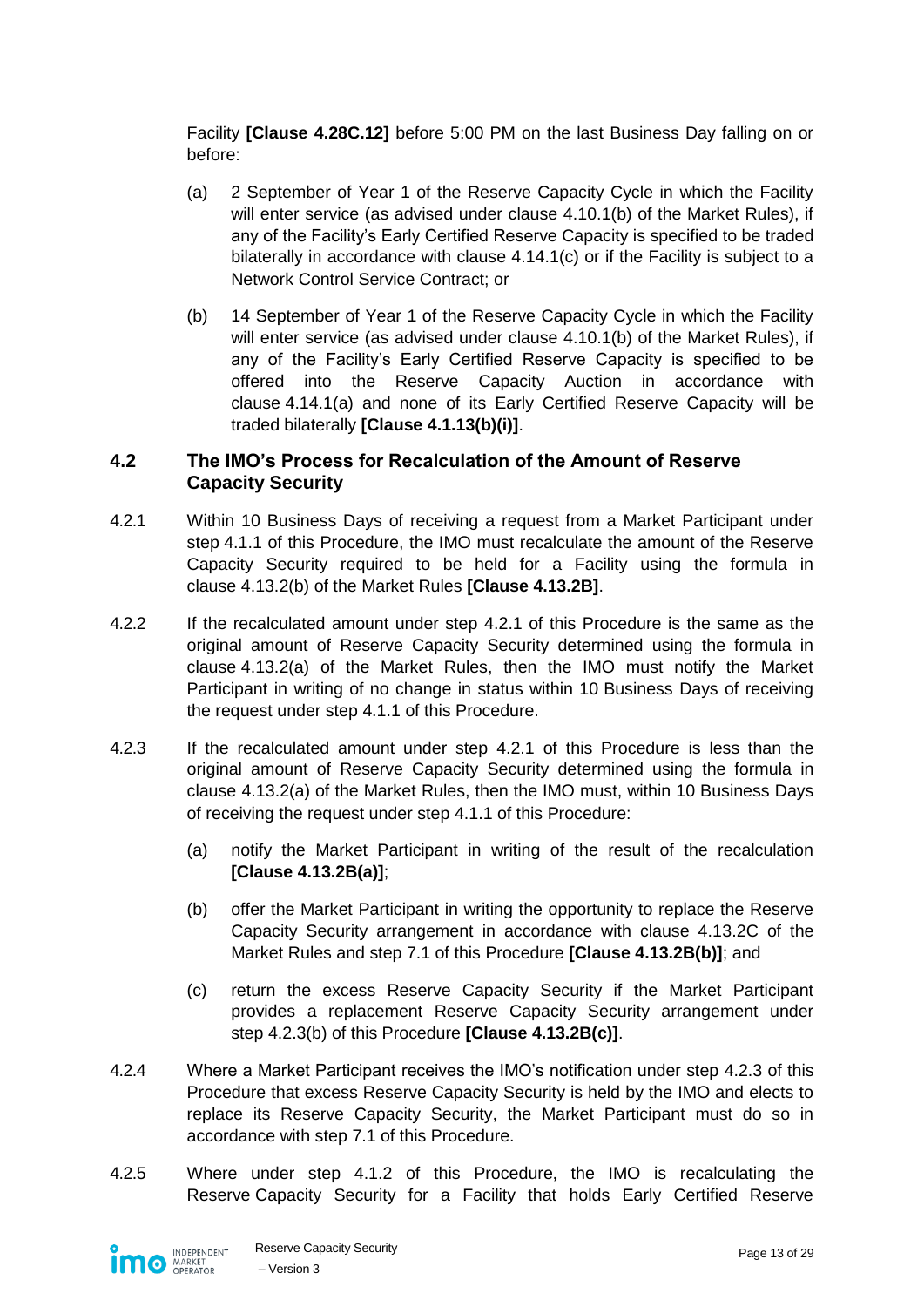Facility **[Clause 4.28C.12]** before 5:00 PM on the last Business Day falling on or before:

(a) 2 September of Year 1 of the Reserve Capacity Cycle in which the Facility will enter service (as advised under clause 4.10.1(b) of the Market Rules), if any of the Facility's Early Certified Reserve Capacity is specified to be traded bilaterally in accordance with clause 4.14.1(c) or if the Facility is subject to a Network Control Service Contract; or

(b) 14 September of Year 1 of the Reserve Capacity Cycle in which the Facility will enter service (as advised under clause 4.10.1(b) of the Market Rules), if any of the Facility's Early Certified Reserve Capacity is specified to be offered into the Reserve Capacity Auction in accordance with clause 4.14.1(a) and none of its Early Certified Reserve Capacity will be traded bilaterally **[Clause 4.1.13(b)(i)]**.

## 4.2 The IMO's Process for Recalculation of the Amount of Reserve Capacity Security

4.2.1 Within 10 Business Days of receiving a request from a Market Participant under step 4.1.1 of this Procedure, the IMO must recalculate the amount of the Reserve Capacity Security required to be held for a Facility using the formula in clause 4.13.2(b) of the Market Rules **[Clause 4.13.2B]**.

4.2.2 If the recalculated amount under step 4.2.1 of this Procedure is the same as the original amount of Reserve Capacity Security determined using the formula in clause 4.13.2(a) of the Market Rules, then the IMO must notify the Market Participant in writing of no change in status within 10 Business Days of receiving the request under step 4.1.1 of this Procedure.

4.2.3 If the recalculated amount under step 4.2.1 of this Procedure is less than the original amount of Reserve Capacity Security determined using the formula in clause 4.13.2(a) of the Market Rules, then the IMO must, within 10 Business Days of receiving the request under step 4.1.1 of this Procedure:

(a) notify the Market Participant in writing of the result of the recalculation **[Clause 4.13.2B(a)]**;

(b) offer the Market Participant in writing the opportunity to replace the Reserve Capacity Security arrangement in accordance with clause 4.13.2C of the Market Rules and step 7.1 of this Procedure **[Clause 4.13.2B(b)]**; and

(c) return the excess Reserve Capacity Security if the Market Participant provides a replacement Reserve Capacity Security arrangement under step 4.2.3(b) of this Procedure **[Clause 4.13.2B(c)]**.

4.2.4 Where a Market Participant receives the IMO's notification under step 4.2.3 of this Procedure that excess Reserve Capacity Security is held by the IMO and elects to replace its Reserve Capacity Security, the Market Participant must do so in accordance with step 7.1 of this Procedure.

4.2.5 Where under step 4.1.2 of this Procedure, the IMO is recalculating the Reserve Capacity Security for a Facility that holds Early Certified Reserve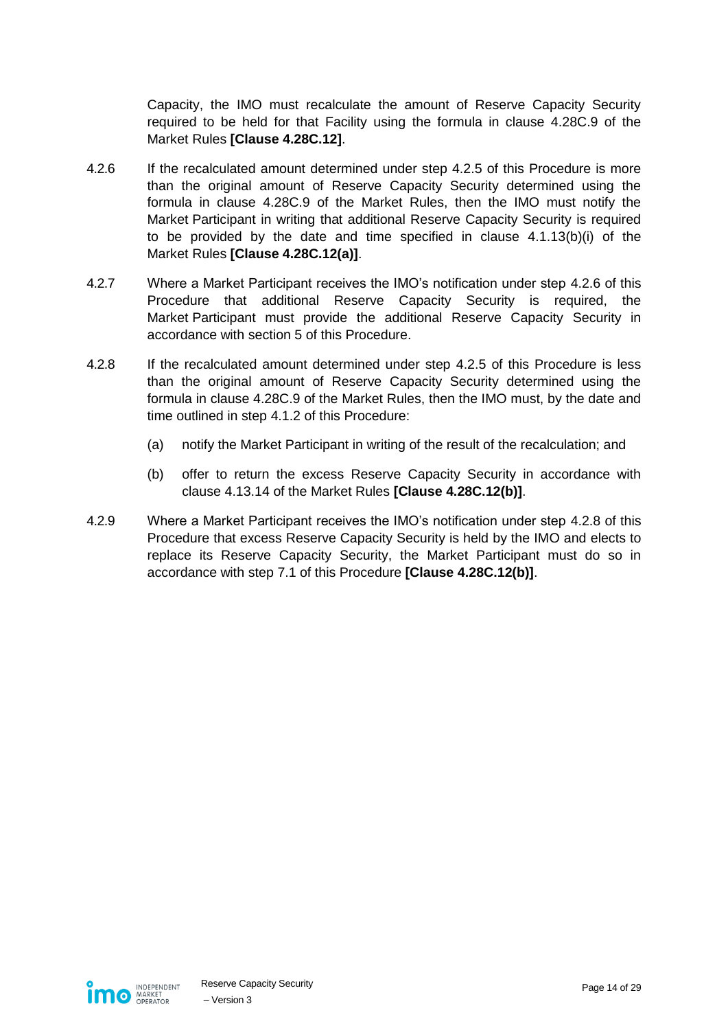Capacity, the IMO must recalculate the amount of Reserve Capacity Security required to be held for that Facility using the formula in clause 4.28C.9 of the Market Rules **[Clause 4.28C.12]**.

4.2.6 If the recalculated amount determined under step 4.2.5 of this Procedure is more than the original amount of Reserve Capacity Security determined using the formula in clause 4.28C.9 of the Market Rules, then the IMO must notify the Market Participant in writing that additional Reserve Capacity Security is required to be provided by the date and time specified in clause 4.1.13(b)(i) of the Market Rules **[Clause 4.28C.12(a)]**.

4.2.7 Where a Market Participant receives the IMO's notification under step 4.2.6 of this Procedure that additional Reserve Capacity Security is required, the Market Participant must provide the additional Reserve Capacity Security in accordance with section 5 of this Procedure.

4.2.8 If the recalculated amount determined under step 4.2.5 of this Procedure is less than the original amount of Reserve Capacity Security determined using the formula in clause 4.28C.9 of the Market Rules, then the IMO must, by the date and time outlined in step 4.1.2 of this Procedure:

(a) notify the Market Participant in writing of the result of the recalculation; and

(b) offer to return the excess Reserve Capacity Security in accordance with clause 4.13.14 of the Market Rules **[Clause 4.28C.12(b)]**.

4.2.9 Where a Market Participant receives the IMO's notification under step 4.2.8 of this Procedure that excess Reserve Capacity Security is held by the IMO and elects to replace its Reserve Capacity Security, the Market Participant must do so in accordance with step 7.1 of this Procedure **[Clause 4.28C.12(b)]**.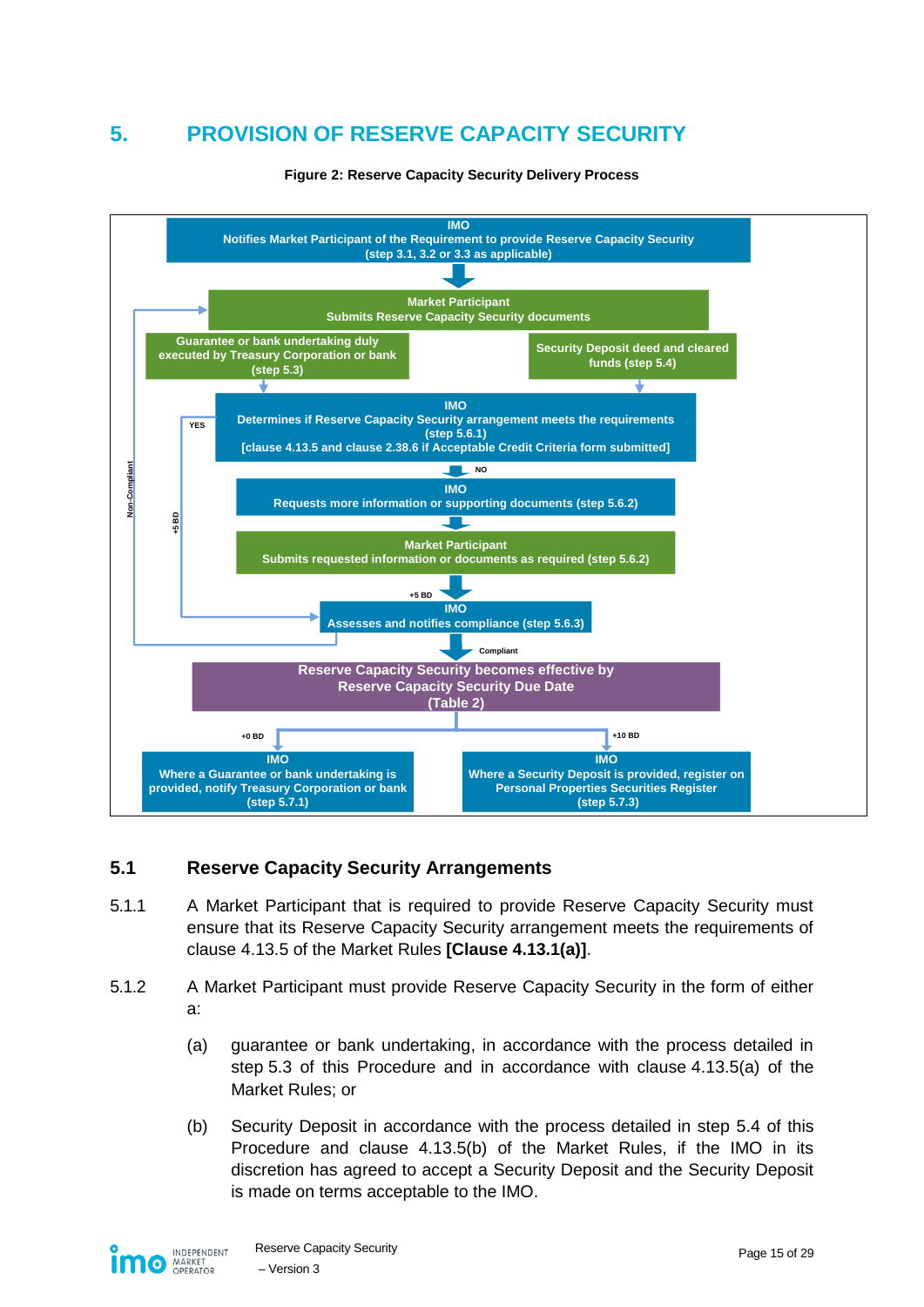# 5. PROVISION OF RESERVE CAPACITY SECURITY

**Figure 2: Reserve Capacity Security Delivery Process**

**IMO**
Notifies Market Participant of the Requirement to provide Reserve Capacity Security (step 3.1, 3.2 or 3.3 as applicable)

**Market Participant**
Submits Reserve Capacity Security documents

Guarantee or bank undertaking duly executed by Treasury Corporation or bank (step 5.3)

Security Deposit deed and cleared funds (step 5.4)

**IMO**
Determines if Reserve Capacity Security arrangement meets the requirements (step 5.6.1)
[clause 4.13.5 and clause 2.38.6 if Acceptable Credit Criteria form submitted]

YES / +5 BD / NO / Non-Compliant

**IMO**
Requests more information or supporting documents (step 5.6.2)

**Market Participant**
Submits requested information or documents as required (step 5.6.2)

+5 BD

**IMO**
Assesses and notifies compliance (step 5.6.3)

Compliant

Reserve Capacity Security becomes effective by Reserve Capacity Security Due Date (Table 2)

+0 BD

**IMO**
Where a Guarantee or bank undertaking is provided, notify Treasury Corporation or bank (step 5.7.1)

+10 BD

**IMO**
Where a Security Deposit is provided, register on Personal Properties Securities Register (step 5.7.3)

## 5.1 Reserve Capacity Security Arrangements

5.1.1 A Market Participant that is required to provide Reserve Capacity Security must ensure that its Reserve Capacity Security arrangement meets the requirements of clause 4.13.5 of the Market Rules **[Clause 4.13.1(a)]**.

5.1.2 A Market Participant must provide Reserve Capacity Security in the form of either a:

(a) guarantee or bank undertaking, in accordance with the process detailed in step 5.3 of this Procedure and in accordance with clause 4.13.5(a) of the Market Rules; or

(b) Security Deposit in accordance with the process detailed in step 5.4 of this Procedure and clause 4.13.5(b) of the Market Rules, if the IMO in its discretion has agreed to accept a Security Deposit and the Security Deposit is made on terms acceptable to the IMO.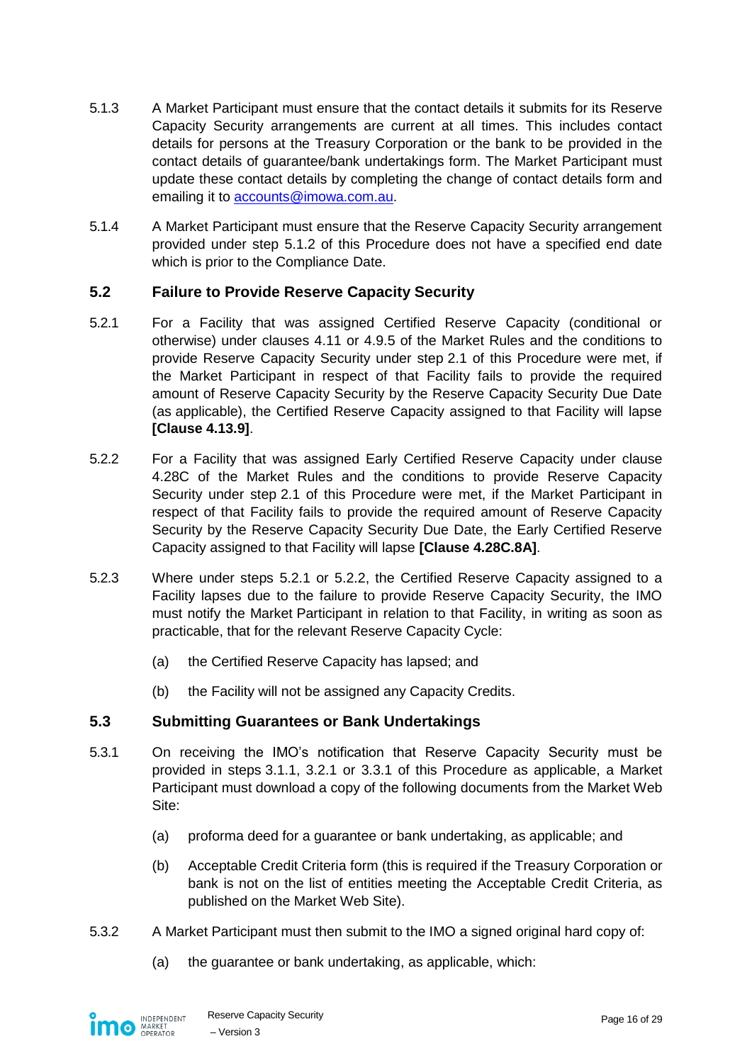5.1.3 A Market Participant must ensure that the contact details it submits for its Reserve Capacity Security arrangements are current at all times. This includes contact details for persons at the Treasury Corporation or the bank to be provided in the contact details of guarantee/bank undertakings form. The Market Participant must update these contact details by completing the change of contact details form and emailing it to accounts@imowa.com.au.

5.1.4 A Market Participant must ensure that the Reserve Capacity Security arrangement provided under step 5.1.2 of this Procedure does not have a specified end date which is prior to the Compliance Date.

### 5.2 Failure to Provide Reserve Capacity Security

5.2.1 For a Facility that was assigned Certified Reserve Capacity (conditional or otherwise) under clauses 4.11 or 4.9.5 of the Market Rules and the conditions to provide Reserve Capacity Security under step 2.1 of this Procedure were met, if the Market Participant in respect of that Facility fails to provide the required amount of Reserve Capacity Security by the Reserve Capacity Security Due Date (as applicable), the Certified Reserve Capacity assigned to that Facility will lapse **[Clause 4.13.9]**.

5.2.2 For a Facility that was assigned Early Certified Reserve Capacity under clause 4.28C of the Market Rules and the conditions to provide Reserve Capacity Security under step 2.1 of this Procedure were met, if the Market Participant in respect of that Facility fails to provide the required amount of Reserve Capacity Security by the Reserve Capacity Security Due Date, the Early Certified Reserve Capacity assigned to that Facility will lapse **[Clause 4.28C.8A]**.

5.2.3 Where under steps 5.2.1 or 5.2.2, the Certified Reserve Capacity assigned to a Facility lapses due to the failure to provide Reserve Capacity Security, the IMO must notify the Market Participant in relation to that Facility, in writing as soon as practicable, that for the relevant Reserve Capacity Cycle:

(a) the Certified Reserve Capacity has lapsed; and

(b) the Facility will not be assigned any Capacity Credits.

### 5.3 Submitting Guarantees or Bank Undertakings

5.3.1 On receiving the IMO's notification that Reserve Capacity Security must be provided in steps 3.1.1, 3.2.1 or 3.3.1 of this Procedure as applicable, a Market Participant must download a copy of the following documents from the Market Web Site:

(a) proforma deed for a guarantee or bank undertaking, as applicable; and

(b) Acceptable Credit Criteria form (this is required if the Treasury Corporation or bank is not on the list of entities meeting the Acceptable Credit Criteria, as published on the Market Web Site).

5.3.2 A Market Participant must then submit to the IMO a signed original hard copy of:

(a) the guarantee or bank undertaking, as applicable, which: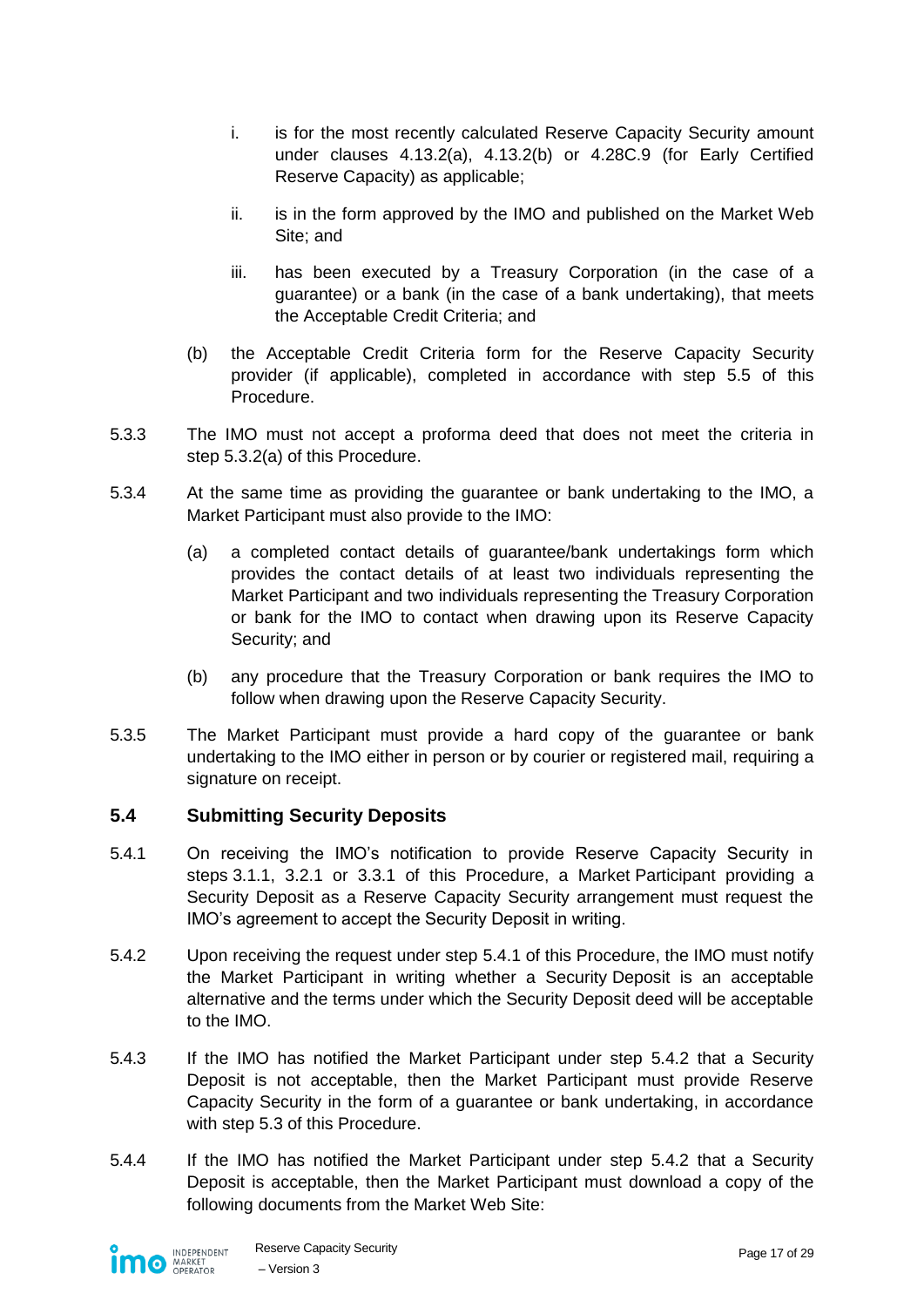i. is for the most recently calculated Reserve Capacity Security amount under clauses 4.13.2(a), 4.13.2(b) or 4.28C.9 (for Early Certified Reserve Capacity) as applicable;

ii. is in the form approved by the IMO and published on the Market Web Site; and

iii. has been executed by a Treasury Corporation (in the case of a guarantee) or a bank (in the case of a bank undertaking), that meets the Acceptable Credit Criteria; and

(b) the Acceptable Credit Criteria form for the Reserve Capacity Security provider (if applicable), completed in accordance with step 5.5 of this Procedure.

5.3.3 The IMO must not accept a proforma deed that does not meet the criteria in step 5.3.2(a) of this Procedure.

5.3.4 At the same time as providing the guarantee or bank undertaking to the IMO, a Market Participant must also provide to the IMO:

(a) a completed contact details of guarantee/bank undertakings form which provides the contact details of at least two individuals representing the Market Participant and two individuals representing the Treasury Corporation or bank for the IMO to contact when drawing upon its Reserve Capacity Security; and

(b) any procedure that the Treasury Corporation or bank requires the IMO to follow when drawing upon the Reserve Capacity Security.

5.3.5 The Market Participant must provide a hard copy of the guarantee or bank undertaking to the IMO either in person or by courier or registered mail, requiring a signature on receipt.

## 5.4 Submitting Security Deposits

5.4.1 On receiving the IMO's notification to provide Reserve Capacity Security in steps 3.1.1, 3.2.1 or 3.3.1 of this Procedure, a Market Participant providing a Security Deposit as a Reserve Capacity Security arrangement must request the IMO's agreement to accept the Security Deposit in writing.

5.4.2 Upon receiving the request under step 5.4.1 of this Procedure, the IMO must notify the Market Participant in writing whether a Security Deposit is an acceptable alternative and the terms under which the Security Deposit deed will be acceptable to the IMO.

5.4.3 If the IMO has notified the Market Participant under step 5.4.2 that a Security Deposit is not acceptable, then the Market Participant must provide Reserve Capacity Security in the form of a guarantee or bank undertaking, in accordance with step 5.3 of this Procedure.

5.4.4 If the IMO has notified the Market Participant under step 5.4.2 that a Security Deposit is acceptable, then the Market Participant must download a copy of the following documents from the Market Web Site: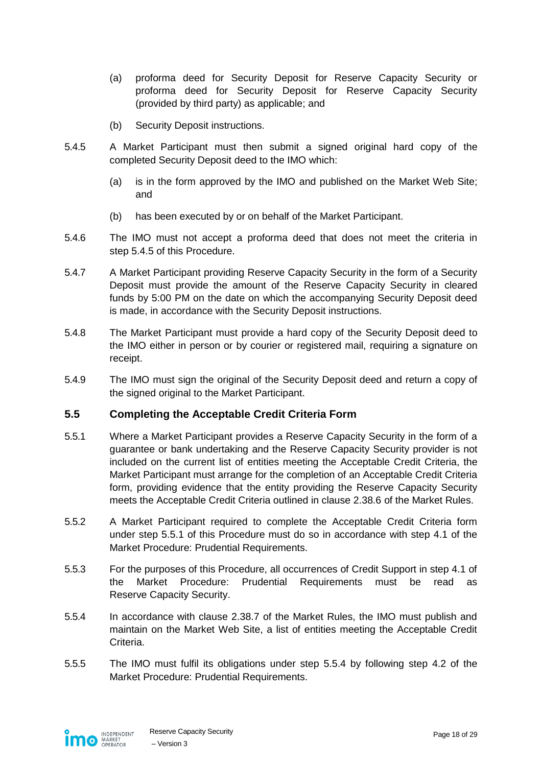(a) proforma deed for Security Deposit for Reserve Capacity Security or proforma deed for Security Deposit for Reserve Capacity Security (provided by third party) as applicable; and

(b) Security Deposit instructions.

5.4.5 A Market Participant must then submit a signed original hard copy of the completed Security Deposit deed to the IMO which:

(a) is in the form approved by the IMO and published on the Market Web Site; and

(b) has been executed by or on behalf of the Market Participant.

5.4.6 The IMO must not accept a proforma deed that does not meet the criteria in step 5.4.5 of this Procedure.

5.4.7 A Market Participant providing Reserve Capacity Security in the form of a Security Deposit must provide the amount of the Reserve Capacity Security in cleared funds by 5:00 PM on the date on which the accompanying Security Deposit deed is made, in accordance with the Security Deposit instructions.

5.4.8 The Market Participant must provide a hard copy of the Security Deposit deed to the IMO either in person or by courier or registered mail, requiring a signature on receipt.

5.4.9 The IMO must sign the original of the Security Deposit deed and return a copy of the signed original to the Market Participant.

## 5.5 Completing the Acceptable Credit Criteria Form

5.5.1 Where a Market Participant provides a Reserve Capacity Security in the form of a guarantee or bank undertaking and the Reserve Capacity Security provider is not included on the current list of entities meeting the Acceptable Credit Criteria, the Market Participant must arrange for the completion of an Acceptable Credit Criteria form, providing evidence that the entity providing the Reserve Capacity Security meets the Acceptable Credit Criteria outlined in clause 2.38.6 of the Market Rules.

5.5.2 A Market Participant required to complete the Acceptable Credit Criteria form under step 5.5.1 of this Procedure must do so in accordance with step 4.1 of the Market Procedure: Prudential Requirements.

5.5.3 For the purposes of this Procedure, all occurrences of Credit Support in step 4.1 of the Market Procedure: Prudential Requirements must be read as Reserve Capacity Security.

5.5.4 In accordance with clause 2.38.7 of the Market Rules, the IMO must publish and maintain on the Market Web Site, a list of entities meeting the Acceptable Credit Criteria.

5.5.5 The IMO must fulfil its obligations under step 5.5.4 by following step 4.2 of the Market Procedure: Prudential Requirements.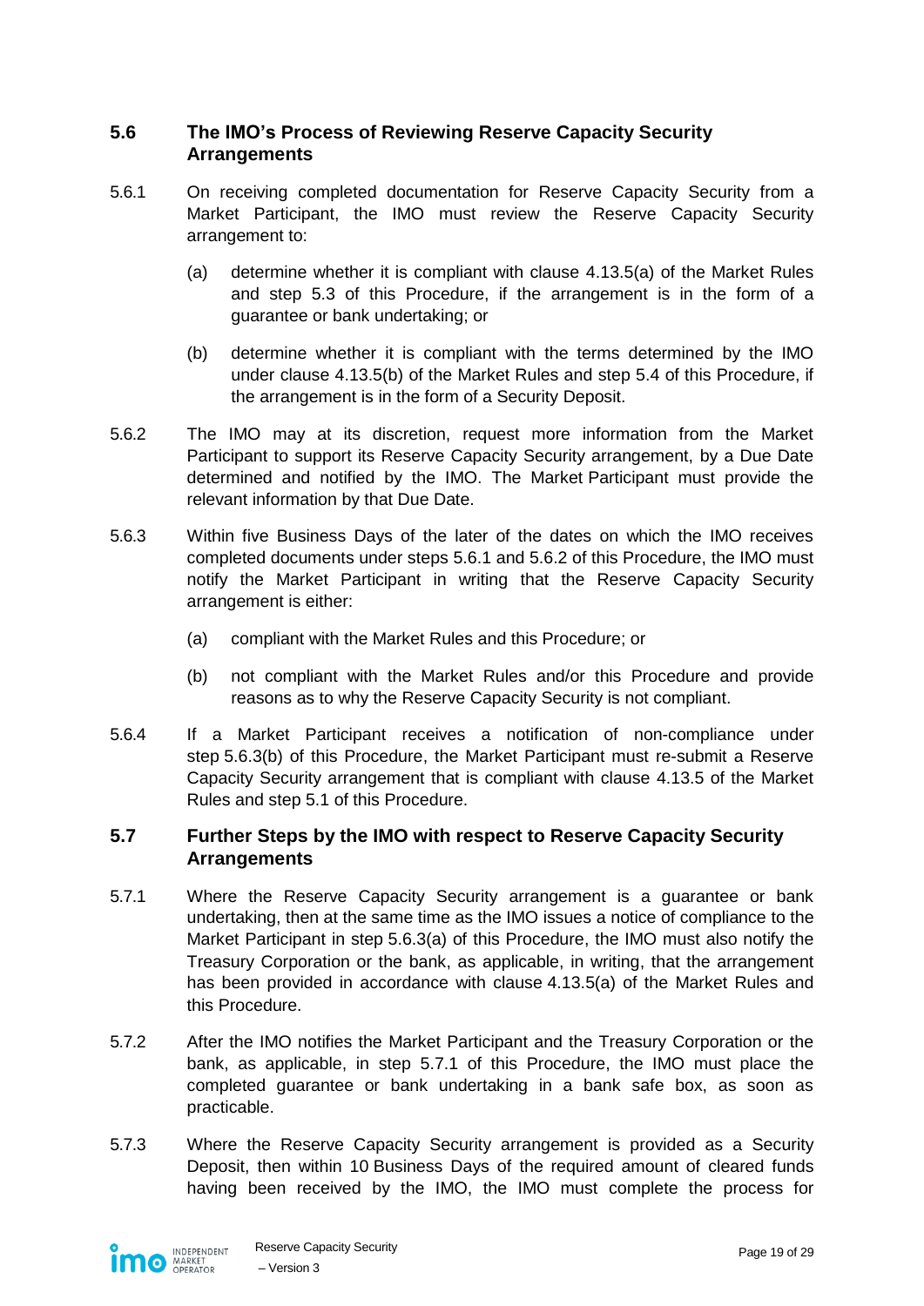## 5.6 The IMO's Process of Reviewing Reserve Capacity Security Arrangements

5.6.1 On receiving completed documentation for Reserve Capacity Security from a Market Participant, the IMO must review the Reserve Capacity Security arrangement to:

(a) determine whether it is compliant with clause 4.13.5(a) of the Market Rules and step 5.3 of this Procedure, if the arrangement is in the form of a guarantee or bank undertaking; or

(b) determine whether it is compliant with the terms determined by the IMO under clause 4.13.5(b) of the Market Rules and step 5.4 of this Procedure, if the arrangement is in the form of a Security Deposit.

5.6.2 The IMO may at its discretion, request more information from the Market Participant to support its Reserve Capacity Security arrangement, by a Due Date determined and notified by the IMO. The Market Participant must provide the relevant information by that Due Date.

5.6.3 Within five Business Days of the later of the dates on which the IMO receives completed documents under steps 5.6.1 and 5.6.2 of this Procedure, the IMO must notify the Market Participant in writing that the Reserve Capacity Security arrangement is either:

(a) compliant with the Market Rules and this Procedure; or

(b) not compliant with the Market Rules and/or this Procedure and provide reasons as to why the Reserve Capacity Security is not compliant.

5.6.4 If a Market Participant receives a notification of non-compliance under step 5.6.3(b) of this Procedure, the Market Participant must re-submit a Reserve Capacity Security arrangement that is compliant with clause 4.13.5 of the Market Rules and step 5.1 of this Procedure.

## 5.7 Further Steps by the IMO with respect to Reserve Capacity Security Arrangements

5.7.1 Where the Reserve Capacity Security arrangement is a guarantee or bank undertaking, then at the same time as the IMO issues a notice of compliance to the Market Participant in step 5.6.3(a) of this Procedure, the IMO must also notify the Treasury Corporation or the bank, as applicable, in writing, that the arrangement has been provided in accordance with clause 4.13.5(a) of the Market Rules and this Procedure.

5.7.2 After the IMO notifies the Market Participant and the Treasury Corporation or the bank, as applicable, in step 5.7.1 of this Procedure, the IMO must place the completed guarantee or bank undertaking in a bank safe box, as soon as practicable.

5.7.3 Where the Reserve Capacity Security arrangement is provided as a Security Deposit, then within 10 Business Days of the required amount of cleared funds having been received by the IMO, the IMO must complete the process for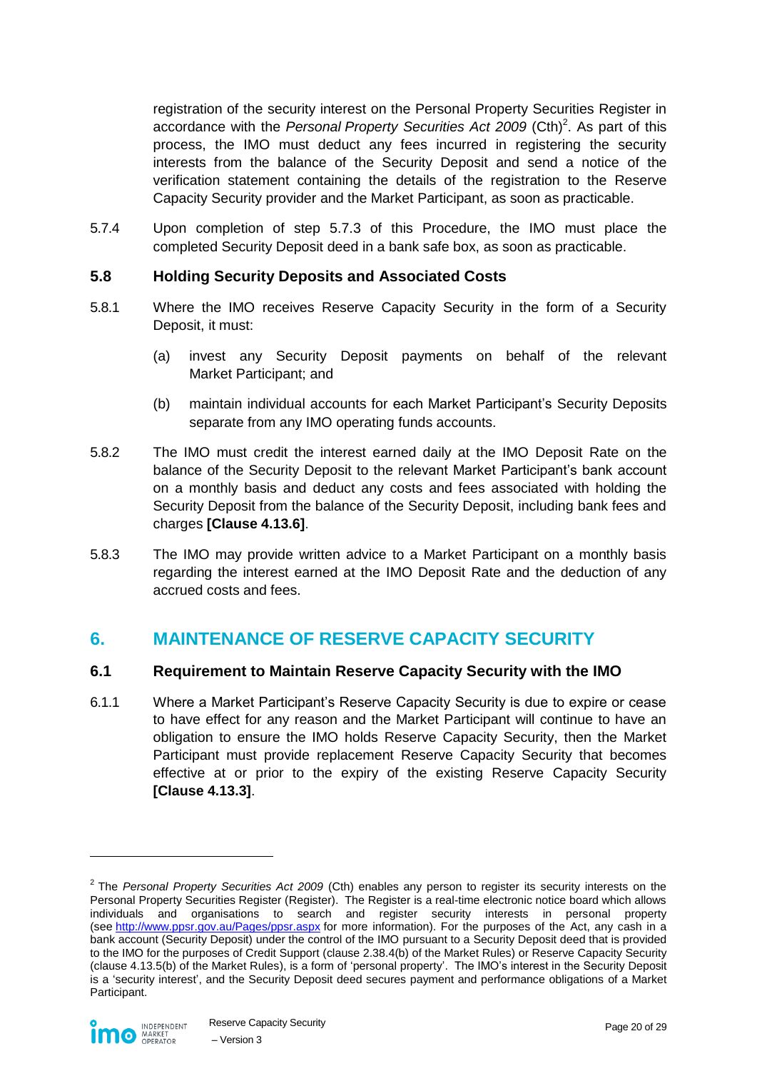registration of the security interest on the Personal Property Securities Register in accordance with the *Personal Property Securities Act 2009* (Cth)[2]. As part of this process, the IMO must deduct any fees incurred in registering the security interests from the balance of the Security Deposit and send a notice of the verification statement containing the details of the registration to the Reserve Capacity Security provider and the Market Participant, as soon as practicable.

5.7.4 Upon completion of step 5.7.3 of this Procedure, the IMO must place the completed Security Deposit deed in a bank safe box, as soon as practicable.

### 5.8 Holding Security Deposits and Associated Costs

5.8.1 Where the IMO receives Reserve Capacity Security in the form of a Security Deposit, it must:

(a) invest any Security Deposit payments on behalf of the relevant Market Participant; and

(b) maintain individual accounts for each Market Participant's Security Deposits separate from any IMO operating funds accounts.

5.8.2 The IMO must credit the interest earned daily at the IMO Deposit Rate on the balance of the Security Deposit to the relevant Market Participant's bank account on a monthly basis and deduct any costs and fees associated with holding the Security Deposit from the balance of the Security Deposit, including bank fees and charges **[Clause 4.13.6]**.

5.8.3 The IMO may provide written advice to a Market Participant on a monthly basis regarding the interest earned at the IMO Deposit Rate and the deduction of any accrued costs and fees.

## 6. MAINTENANCE OF RESERVE CAPACITY SECURITY

### 6.1 Requirement to Maintain Reserve Capacity Security with the IMO

6.1.1 Where a Market Participant's Reserve Capacity Security is due to expire or cease to have effect for any reason and the Market Participant will continue to have an obligation to ensure the IMO holds Reserve Capacity Security, then the Market Participant must provide replacement Reserve Capacity Security that becomes effective at or prior to the expiry of the existing Reserve Capacity Security **[Clause 4.13.3]**.

---

[2] The *Personal Property Securities Act 2009* (Cth) enables any person to register its security interests on the Personal Property Securities Register (Register). The Register is a real-time electronic notice board which allows individuals and organisations to search and register security interests in personal property (see http://www.ppsr.gov.au/Pages/ppsr.aspx for more information). For the purposes of the Act, any cash in a bank account (Security Deposit) under the control of the IMO pursuant to a Security Deposit deed that is provided to the IMO for the purposes of Credit Support (clause 2.38.4(b) of the Market Rules) or Reserve Capacity Security (clause 4.13.5(b) of the Market Rules), is a form of 'personal property'. The IMO's interest in the Security Deposit is a 'security interest', and the Security Deposit deed secures payment and performance obligations of a Market Participant.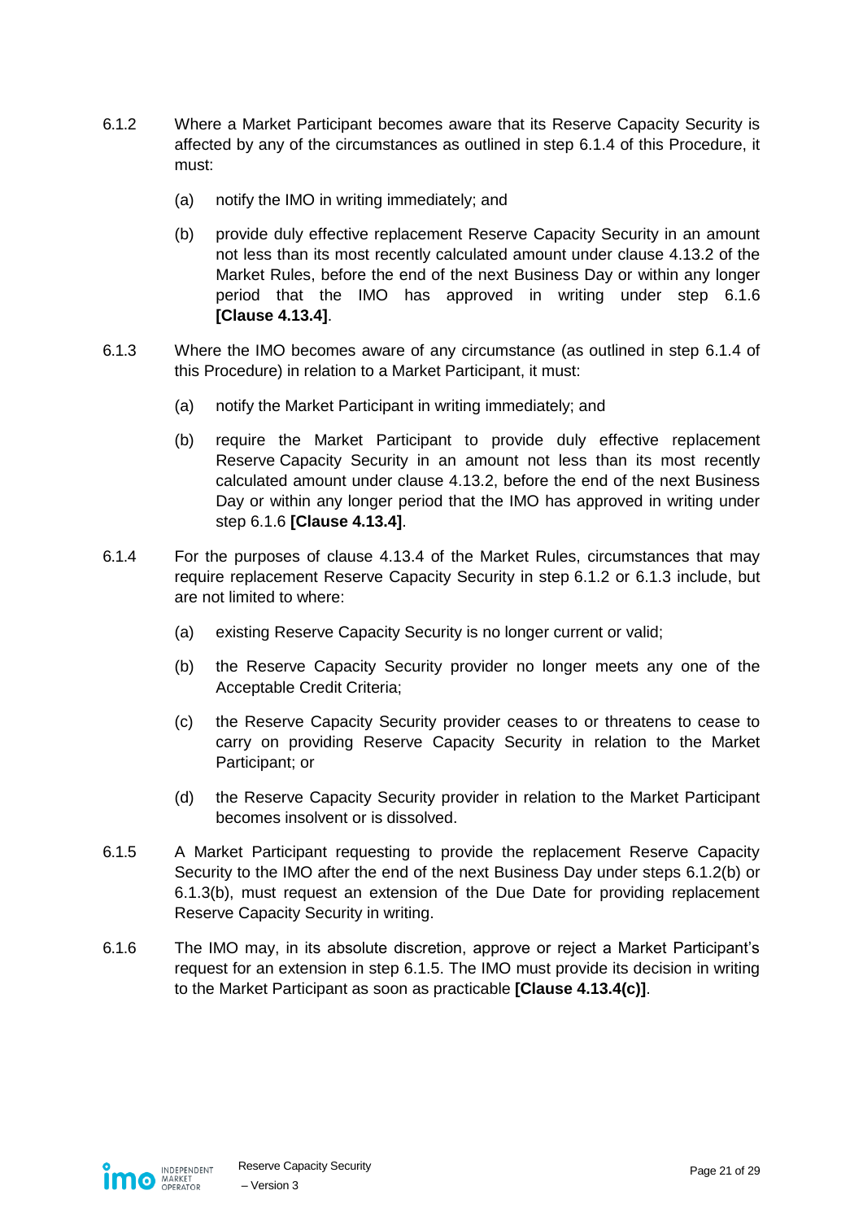6.1.2 Where a Market Participant becomes aware that its Reserve Capacity Security is affected by any of the circumstances as outlined in step 6.1.4 of this Procedure, it must:

(a) notify the IMO in writing immediately; and

(b) provide duly effective replacement Reserve Capacity Security in an amount not less than its most recently calculated amount under clause 4.13.2 of the Market Rules, before the end of the next Business Day or within any longer period that the IMO has approved in writing under step 6.1.6 **[Clause 4.13.4]**.

6.1.3 Where the IMO becomes aware of any circumstance (as outlined in step 6.1.4 of this Procedure) in relation to a Market Participant, it must:

(a) notify the Market Participant in writing immediately; and

(b) require the Market Participant to provide duly effective replacement Reserve Capacity Security in an amount not less than its most recently calculated amount under clause 4.13.2, before the end of the next Business Day or within any longer period that the IMO has approved in writing under step 6.1.6 **[Clause 4.13.4]**.

6.1.4 For the purposes of clause 4.13.4 of the Market Rules, circumstances that may require replacement Reserve Capacity Security in step 6.1.2 or 6.1.3 include, but are not limited to where:

(a) existing Reserve Capacity Security is no longer current or valid;

(b) the Reserve Capacity Security provider no longer meets any one of the Acceptable Credit Criteria;

(c) the Reserve Capacity Security provider ceases to or threatens to cease to carry on providing Reserve Capacity Security in relation to the Market Participant; or

(d) the Reserve Capacity Security provider in relation to the Market Participant becomes insolvent or is dissolved.

6.1.5 A Market Participant requesting to provide the replacement Reserve Capacity Security to the IMO after the end of the next Business Day under steps 6.1.2(b) or 6.1.3(b), must request an extension of the Due Date for providing replacement Reserve Capacity Security in writing.

6.1.6 The IMO may, in its absolute discretion, approve or reject a Market Participant's request for an extension in step 6.1.5. The IMO must provide its decision in writing to the Market Participant as soon as practicable **[Clause 4.13.4(c)]**.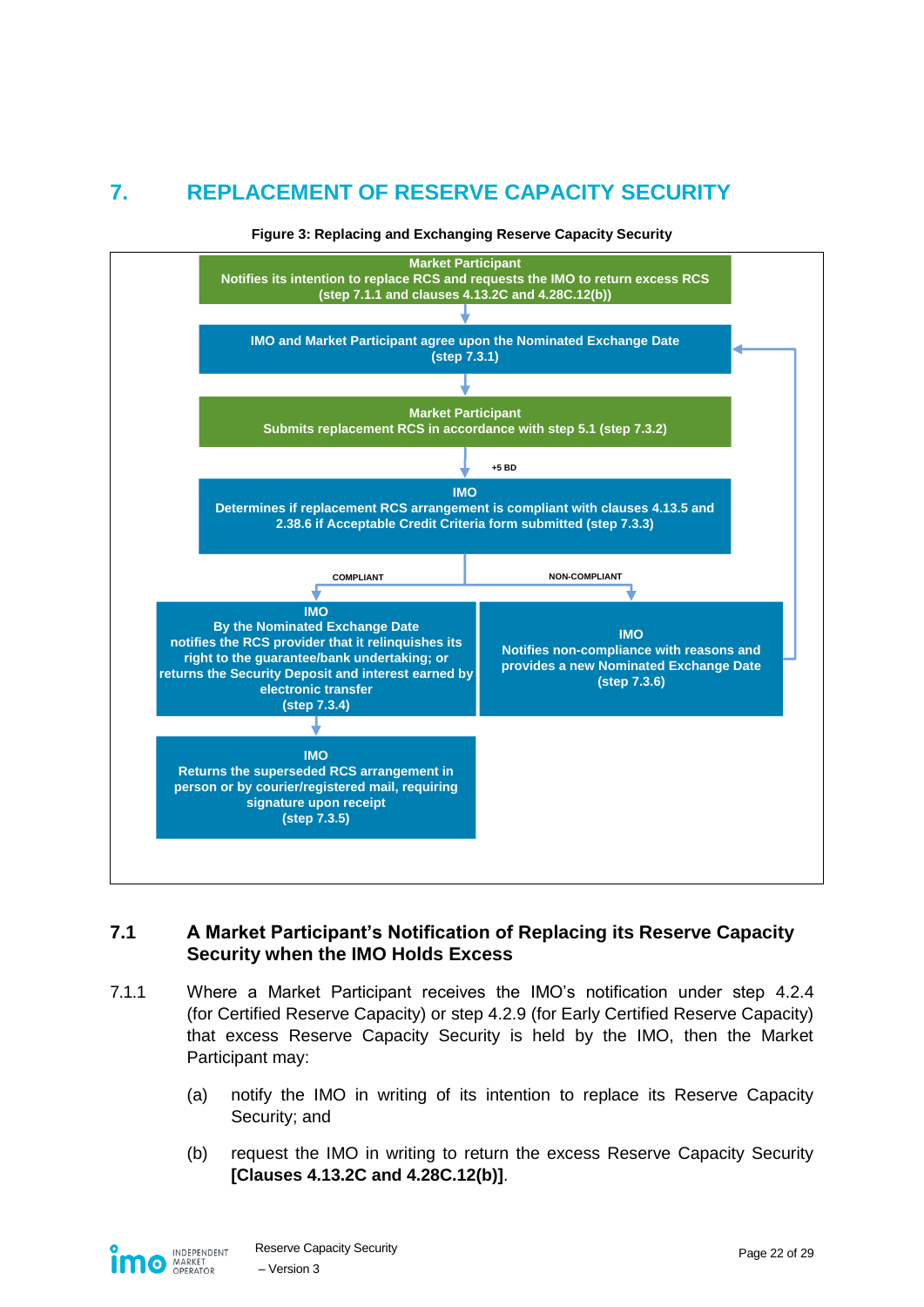# 7. REPLACEMENT OF RESERVE CAPACITY SECURITY

**Figure 3: Replacing and Exchanging Reserve Capacity Security**

**Market Participant**
Notifies its intention to replace RCS and requests the IMO to return excess RCS (step 7.1.1 and clauses 4.13.2C and 4.28C.12(b))

↓

**IMO and Market Participant agree upon the Nominated Exchange Date** (step 7.3.1)

↓

**Market Participant**
Submits replacement RCS in accordance with step 5.1 (step 7.3.2)

↓ +5 BD

**IMO**
Determines if replacement RCS arrangement is compliant with clauses 4.13.5 and 2.38.6 if Acceptable Credit Criteria form submitted (step 7.3.3)

COMPLIANT:

**IMO**
By the Nominated Exchange Date notifies the RCS provider that it relinquishes its right to the guarantee/bank undertaking; or returns the Security Deposit and interest earned by electronic transfer (step 7.3.4)

↓

**IMO**
Returns the superseded RCS arrangement in person or by courier/registered mail, requiring signature upon receipt (step 7.3.5)

NON-COMPLIANT:

**IMO**
Notifies non-compliance with reasons and provides a new Nominated Exchange Date (step 7.3.6) → returns to "IMO and Market Participant agree upon the Nominated Exchange Date (step 7.3.1)"

## 7.1 A Market Participant's Notification of Replacing its Reserve Capacity Security when the IMO Holds Excess

7.1.1 Where a Market Participant receives the IMO's notification under step 4.2.4 (for Certified Reserve Capacity) or step 4.2.9 (for Early Certified Reserve Capacity) that excess Reserve Capacity Security is held by the IMO, then the Market Participant may:

(a) notify the IMO in writing of its intention to replace its Reserve Capacity Security; and

(b) request the IMO in writing to return the excess Reserve Capacity Security **[Clauses 4.13.2C and 4.28C.12(b)]**.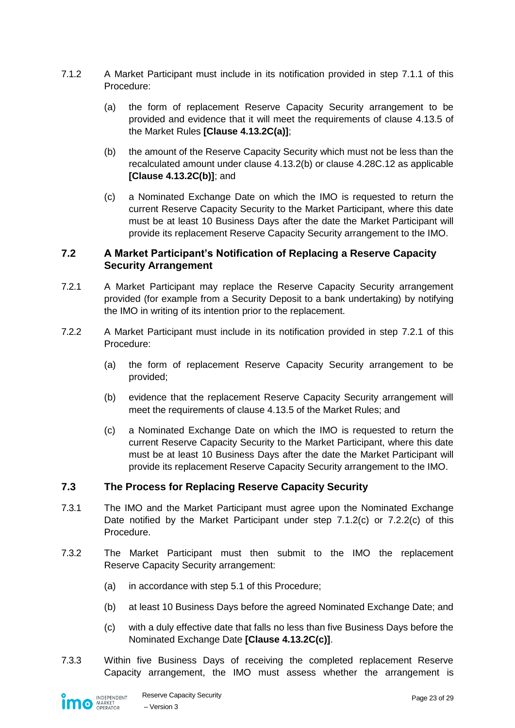7.1.2 A Market Participant must include in its notification provided in step 7.1.1 of this Procedure:

(a) the form of replacement Reserve Capacity Security arrangement to be provided and evidence that it will meet the requirements of clause 4.13.5 of the Market Rules **[Clause 4.13.2C(a)]**;

(b) the amount of the Reserve Capacity Security which must not be less than the recalculated amount under clause 4.13.2(b) or clause 4.28C.12 as applicable **[Clause 4.13.2C(b)]**; and

(c) a Nominated Exchange Date on which the IMO is requested to return the current Reserve Capacity Security to the Market Participant, where this date must be at least 10 Business Days after the date the Market Participant will provide its replacement Reserve Capacity Security arrangement to the IMO.

### 7.2 A Market Participant's Notification of Replacing a Reserve Capacity Security Arrangement

7.2.1 A Market Participant may replace the Reserve Capacity Security arrangement provided (for example from a Security Deposit to a bank undertaking) by notifying the IMO in writing of its intention prior to the replacement.

7.2.2 A Market Participant must include in its notification provided in step 7.2.1 of this Procedure:

(a) the form of replacement Reserve Capacity Security arrangement to be provided;

(b) evidence that the replacement Reserve Capacity Security arrangement will meet the requirements of clause 4.13.5 of the Market Rules; and

(c) a Nominated Exchange Date on which the IMO is requested to return the current Reserve Capacity Security to the Market Participant, where this date must be at least 10 Business Days after the date the Market Participant will provide its replacement Reserve Capacity Security arrangement to the IMO.

### 7.3 The Process for Replacing Reserve Capacity Security

7.3.1 The IMO and the Market Participant must agree upon the Nominated Exchange Date notified by the Market Participant under step 7.1.2(c) or 7.2.2(c) of this Procedure.

7.3.2 The Market Participant must then submit to the IMO the replacement Reserve Capacity Security arrangement:

(a) in accordance with step 5.1 of this Procedure;

(b) at least 10 Business Days before the agreed Nominated Exchange Date; and

(c) with a duly effective date that falls no less than five Business Days before the Nominated Exchange Date **[Clause 4.13.2C(c)]**.

7.3.3 Within five Business Days of receiving the completed replacement Reserve Capacity arrangement, the IMO must assess whether the arrangement is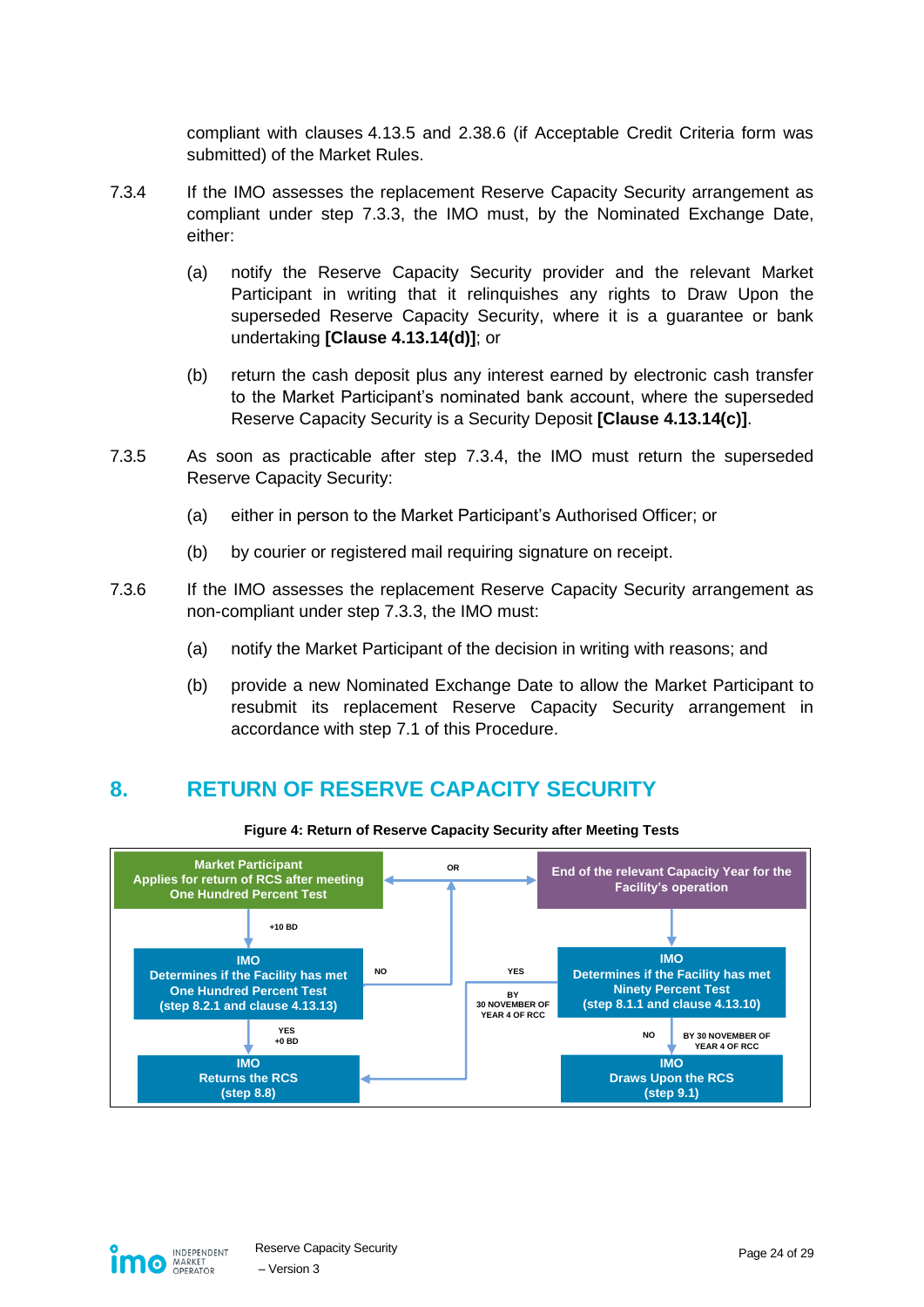compliant with clauses 4.13.5 and 2.38.6 (if Acceptable Credit Criteria form was submitted) of the Market Rules.

7.3.4 If the IMO assesses the replacement Reserve Capacity Security arrangement as compliant under step 7.3.3, the IMO must, by the Nominated Exchange Date, either:

(a) notify the Reserve Capacity Security provider and the relevant Market Participant in writing that it relinquishes any rights to Draw Upon the superseded Reserve Capacity Security, where it is a guarantee or bank undertaking **[Clause 4.13.14(d)]**; or

(b) return the cash deposit plus any interest earned by electronic cash transfer to the Market Participant's nominated bank account, where the superseded Reserve Capacity Security is a Security Deposit **[Clause 4.13.14(c)]**.

7.3.5 As soon as practicable after step 7.3.4, the IMO must return the superseded Reserve Capacity Security:

(a) either in person to the Market Participant's Authorised Officer; or

(b) by courier or registered mail requiring signature on receipt.

7.3.6 If the IMO assesses the replacement Reserve Capacity Security arrangement as non-compliant under step 7.3.3, the IMO must:

(a) notify the Market Participant of the decision in writing with reasons; and

(b) provide a new Nominated Exchange Date to allow the Market Participant to resubmit its replacement Reserve Capacity Security arrangement in accordance with step 7.1 of this Procedure.

# 8. RETURN OF RESERVE CAPACITY SECURITY

**Figure 4: Return of Reserve Capacity Security after Meeting Tests**

- **Market Participant** Applies for return of RCS after meeting One Hundred Percent Test — OR — **End of the relevant Capacity Year for the Facility's operation**
- Market Participant application → (+10 BD) → **IMO** Determines if the Facility has met One Hundred Percent Test (step 8.2.1 and clause 4.13.13)
  - YES (+0 BD) → **IMO** Returns the RCS (step 8.8)
  - NO → End of the relevant Capacity Year for the Facility's operation
- End of the relevant Capacity Year → **IMO** Determines if the Facility has met Ninety Percent Test (step 8.1.1 and clause 4.13.10)
  - YES (BY 30 NOVEMBER OF YEAR 4 OF RCC) → **IMO** Returns the RCS (step 8.8)
  - NO (BY 30 NOVEMBER OF YEAR 4 OF RCC) → **IMO** Draws Upon the RCS (step 9.1)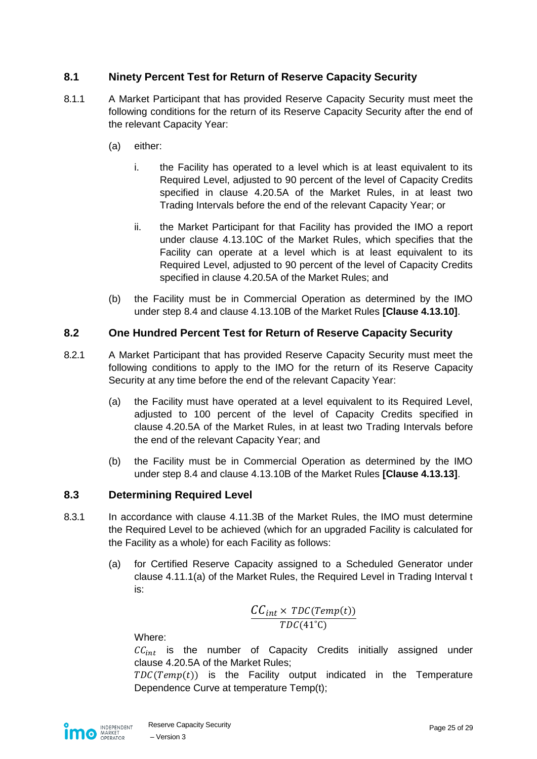## 8.1 Ninety Percent Test for Return of Reserve Capacity Security

8.1.1 A Market Participant that has provided Reserve Capacity Security must meet the following conditions for the return of its Reserve Capacity Security after the end of the relevant Capacity Year:

(a) either:

i. the Facility has operated to a level which is at least equivalent to its Required Level, adjusted to 90 percent of the level of Capacity Credits specified in clause 4.20.5A of the Market Rules, in at least two Trading Intervals before the end of the relevant Capacity Year; or

ii. the Market Participant for that Facility has provided the IMO a report under clause 4.13.10C of the Market Rules, which specifies that the Facility can operate at a level which is at least equivalent to its Required Level, adjusted to 90 percent of the level of Capacity Credits specified in clause 4.20.5A of the Market Rules; and

(b) the Facility must be in Commercial Operation as determined by the IMO under step 8.4 and clause 4.13.10B of the Market Rules **[Clause 4.13.10]**.

## 8.2 One Hundred Percent Test for Return of Reserve Capacity Security

8.2.1 A Market Participant that has provided Reserve Capacity Security must meet the following conditions to apply to the IMO for the return of its Reserve Capacity Security at any time before the end of the relevant Capacity Year:

(a) the Facility must have operated at a level equivalent to its Required Level, adjusted to 100 percent of the level of Capacity Credits specified in clause 4.20.5A of the Market Rules, in at least two Trading Intervals before the end of the relevant Capacity Year; and

(b) the Facility must be in Commercial Operation as determined by the IMO under step 8.4 and clause 4.13.10B of the Market Rules **[Clause 4.13.13]**.

## 8.3 Determining Required Level

8.3.1 In accordance with clause 4.11.3B of the Market Rules, the IMO must determine the Required Level to be achieved (which for an upgraded Facility is calculated for the Facility as a whole) for each Facility as follows:

(a) for Certified Reserve Capacity assigned to a Scheduled Generator under clause 4.11.1(a) of the Market Rules, the Required Level in Trading Interval t is:

$$\frac{CC_{int} \times TDC(Temp(t))}{TDC(41^{\circ}\text{C})}$$

Where:

$CC_{int}$ is the number of Capacity Credits initially assigned under clause 4.20.5A of the Market Rules;

$TDC(Temp(t))$ is the Facility output indicated in the Temperature Dependence Curve at temperature Temp(t);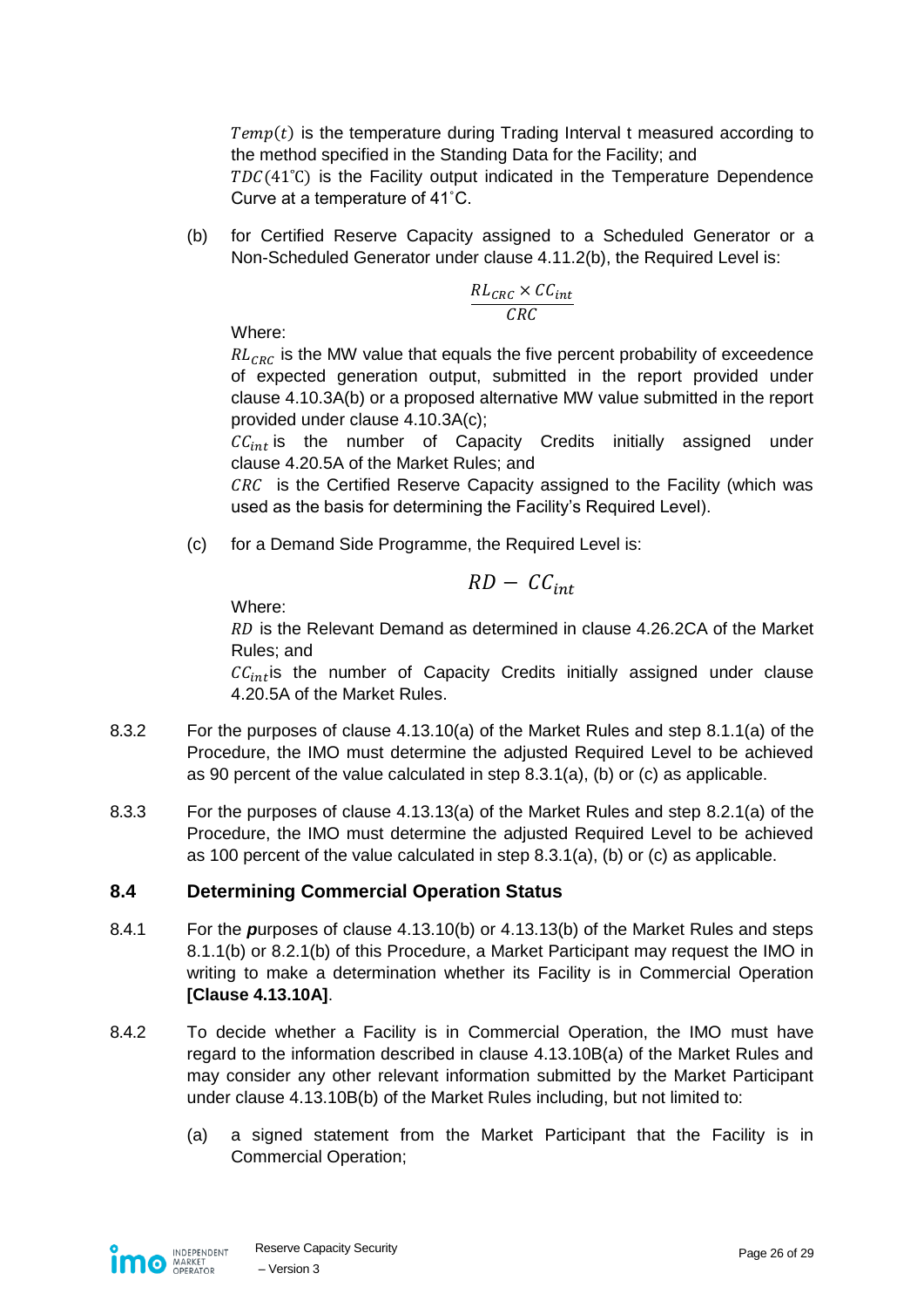$Temp(t)$ is the temperature during Trading Interval t measured according to the method specified in the Standing Data for the Facility; and
$TDC(41^{\circ}C)$ is the Facility output indicated in the Temperature Dependence Curve at a temperature of 41˚C.

(b) for Certified Reserve Capacity assigned to a Scheduled Generator or a Non-Scheduled Generator under clause 4.11.2(b), the Required Level is:

$$\frac{RL_{CRC} \times CC_{int}}{CRC}$$

Where:
$RL_{CRC}$ is the MW value that equals the five percent probability of exceedence of expected generation output, submitted in the report provided under clause 4.10.3A(b) or a proposed alternative MW value submitted in the report provided under clause 4.10.3A(c);
$CC_{int}$ is the number of Capacity Credits initially assigned under clause 4.20.5A of the Market Rules; and
$CRC$ is the Certified Reserve Capacity assigned to the Facility (which was used as the basis for determining the Facility's Required Level).

(c) for a Demand Side Programme, the Required Level is:

$$RD - CC_{int}$$

Where:
$RD$ is the Relevant Demand as determined in clause 4.26.2CA of the Market Rules; and
$CC_{int}$ is the number of Capacity Credits initially assigned under clause 4.20.5A of the Market Rules.

8.3.2 For the purposes of clause 4.13.10(a) of the Market Rules and step 8.1.1(a) of the Procedure, the IMO must determine the adjusted Required Level to be achieved as 90 percent of the value calculated in step 8.3.1(a), (b) or (c) as applicable.

8.3.3 For the purposes of clause 4.13.13(a) of the Market Rules and step 8.2.1(a) of the Procedure, the IMO must determine the adjusted Required Level to be achieved as 100 percent of the value calculated in step 8.3.1(a), (b) or (c) as applicable.

### 8.4 Determining Commercial Operation Status

8.4.1 For the ***p***urposes of clause 4.13.10(b) or 4.13.13(b) of the Market Rules and steps 8.1.1(b) or 8.2.1(b) of this Procedure, a Market Participant may request the IMO in writing to make a determination whether its Facility is in Commercial Operation **[Clause 4.13.10A]**.

8.4.2 To decide whether a Facility is in Commercial Operation, the IMO must have regard to the information described in clause 4.13.10B(a) of the Market Rules and may consider any other relevant information submitted by the Market Participant under clause 4.13.10B(b) of the Market Rules including, but not limited to:

(a) a signed statement from the Market Participant that the Facility is in Commercial Operation;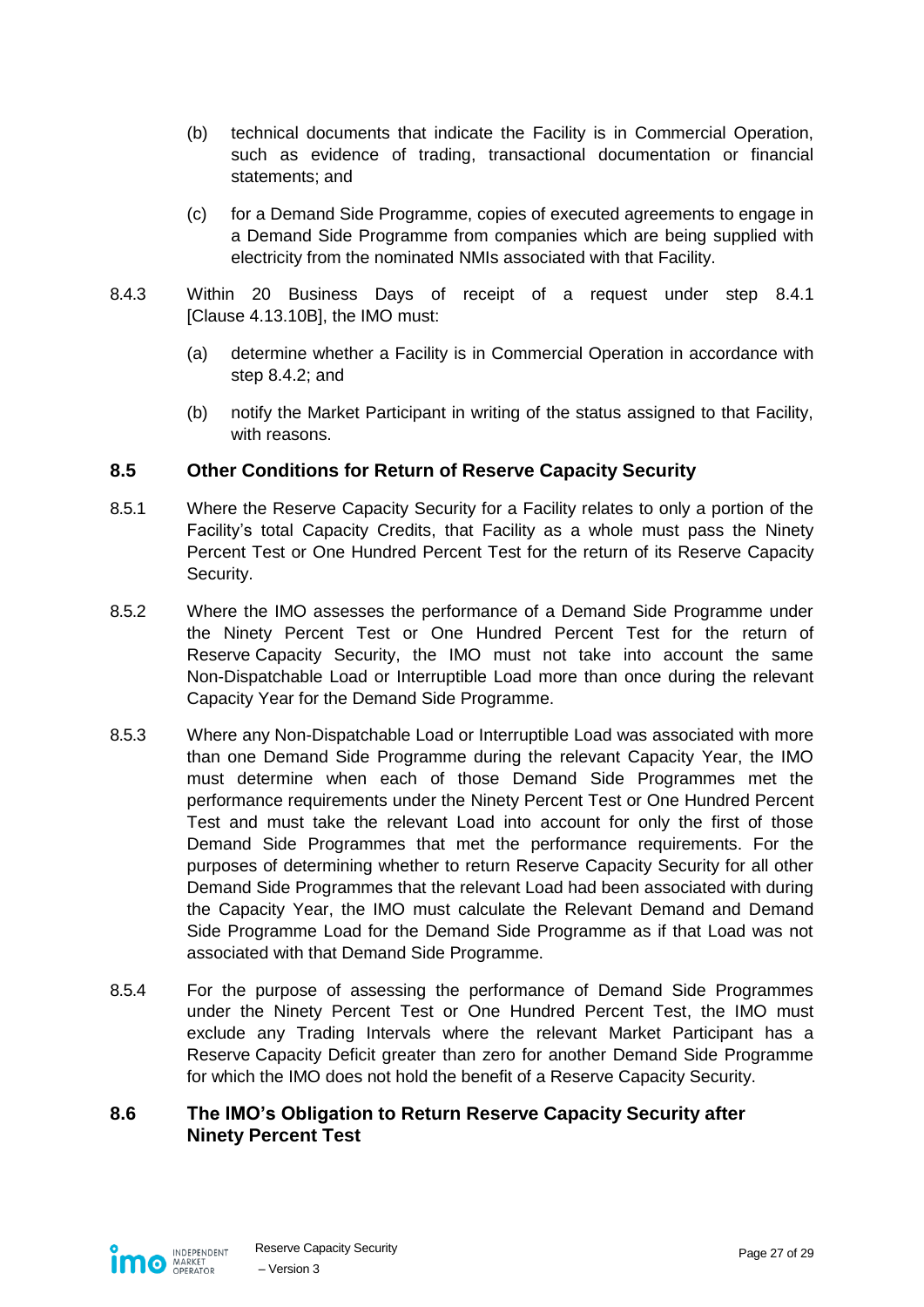(b) technical documents that indicate the Facility is in Commercial Operation, such as evidence of trading, transactional documentation or financial statements; and

(c) for a Demand Side Programme, copies of executed agreements to engage in a Demand Side Programme from companies which are being supplied with electricity from the nominated NMIs associated with that Facility.

8.4.3 Within 20 Business Days of receipt of a request under step 8.4.1 [Clause 4.13.10B], the IMO must:

(a) determine whether a Facility is in Commercial Operation in accordance with step 8.4.2; and

(b) notify the Market Participant in writing of the status assigned to that Facility, with reasons.

## 8.5 Other Conditions for Return of Reserve Capacity Security

8.5.1 Where the Reserve Capacity Security for a Facility relates to only a portion of the Facility's total Capacity Credits, that Facility as a whole must pass the Ninety Percent Test or One Hundred Percent Test for the return of its Reserve Capacity Security.

8.5.2 Where the IMO assesses the performance of a Demand Side Programme under the Ninety Percent Test or One Hundred Percent Test for the return of Reserve Capacity Security, the IMO must not take into account the same Non-Dispatchable Load or Interruptible Load more than once during the relevant Capacity Year for the Demand Side Programme.

8.5.3 Where any Non-Dispatchable Load or Interruptible Load was associated with more than one Demand Side Programme during the relevant Capacity Year, the IMO must determine when each of those Demand Side Programmes met the performance requirements under the Ninety Percent Test or One Hundred Percent Test and must take the relevant Load into account for only the first of those Demand Side Programmes that met the performance requirements. For the purposes of determining whether to return Reserve Capacity Security for all other Demand Side Programmes that the relevant Load had been associated with during the Capacity Year, the IMO must calculate the Relevant Demand and Demand Side Programme Load for the Demand Side Programme as if that Load was not associated with that Demand Side Programme.

8.5.4 For the purpose of assessing the performance of Demand Side Programmes under the Ninety Percent Test or One Hundred Percent Test, the IMO must exclude any Trading Intervals where the relevant Market Participant has a Reserve Capacity Deficit greater than zero for another Demand Side Programme for which the IMO does not hold the benefit of a Reserve Capacity Security.

## 8.6 The IMO's Obligation to Return Reserve Capacity Security after Ninety Percent Test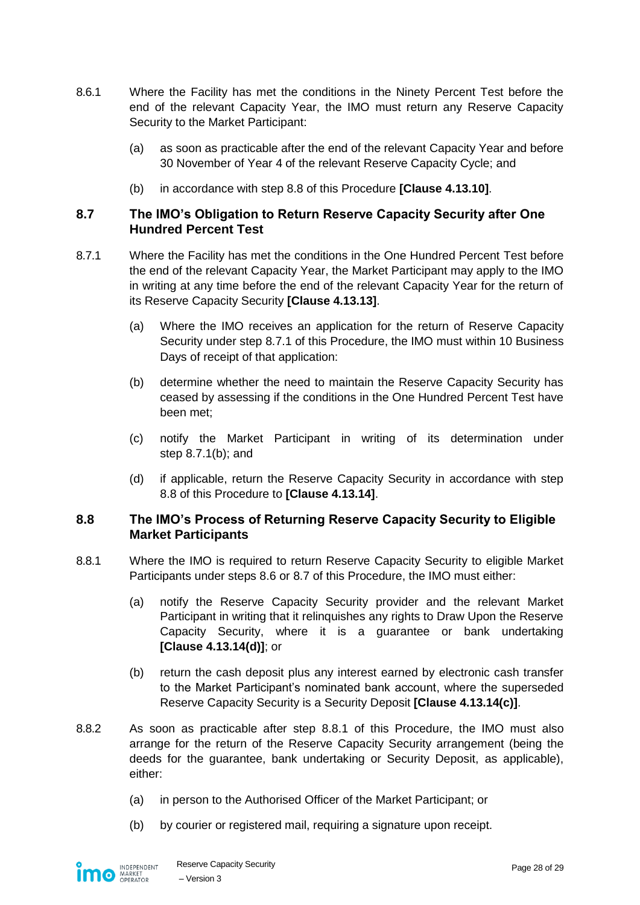8.6.1 Where the Facility has met the conditions in the Ninety Percent Test before the end of the relevant Capacity Year, the IMO must return any Reserve Capacity Security to the Market Participant:

(a) as soon as practicable after the end of the relevant Capacity Year and before 30 November of Year 4 of the relevant Reserve Capacity Cycle; and

(b) in accordance with step 8.8 of this Procedure **[Clause 4.13.10]**.

### 8.7 The IMO's Obligation to Return Reserve Capacity Security after One Hundred Percent Test

8.7.1 Where the Facility has met the conditions in the One Hundred Percent Test before the end of the relevant Capacity Year, the Market Participant may apply to the IMO in writing at any time before the end of the relevant Capacity Year for the return of its Reserve Capacity Security **[Clause 4.13.13]**.

(a) Where the IMO receives an application for the return of Reserve Capacity Security under step 8.7.1 of this Procedure, the IMO must within 10 Business Days of receipt of that application:

(b) determine whether the need to maintain the Reserve Capacity Security has ceased by assessing if the conditions in the One Hundred Percent Test have been met;

(c) notify the Market Participant in writing of its determination under step 8.7.1(b); and

(d) if applicable, return the Reserve Capacity Security in accordance with step 8.8 of this Procedure to **[Clause 4.13.14]**.

### 8.8 The IMO's Process of Returning Reserve Capacity Security to Eligible Market Participants

8.8.1 Where the IMO is required to return Reserve Capacity Security to eligible Market Participants under steps 8.6 or 8.7 of this Procedure, the IMO must either:

(a) notify the Reserve Capacity Security provider and the relevant Market Participant in writing that it relinquishes any rights to Draw Upon the Reserve Capacity Security, where it is a guarantee or bank undertaking **[Clause 4.13.14(d)]**; or

(b) return the cash deposit plus any interest earned by electronic cash transfer to the Market Participant's nominated bank account, where the superseded Reserve Capacity Security is a Security Deposit **[Clause 4.13.14(c)]**.

8.8.2 As soon as practicable after step 8.8.1 of this Procedure, the IMO must also arrange for the return of the Reserve Capacity Security arrangement (being the deeds for the guarantee, bank undertaking or Security Deposit, as applicable), either:

(a) in person to the Authorised Officer of the Market Participant; or

(b) by courier or registered mail, requiring a signature upon receipt.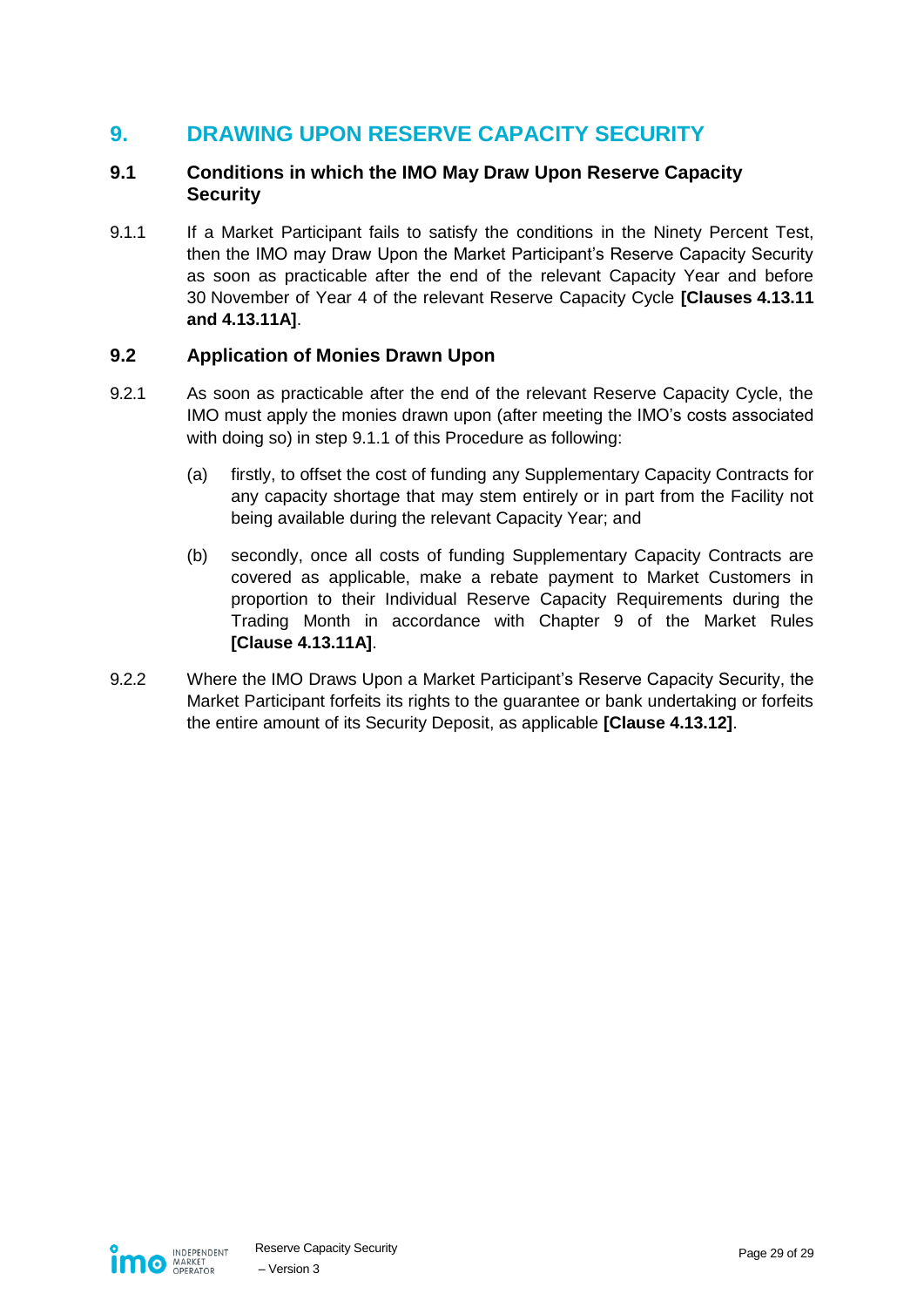# 9. DRAWING UPON RESERVE CAPACITY SECURITY

## 9.1 Conditions in which the IMO May Draw Upon Reserve Capacity Security

9.1.1 If a Market Participant fails to satisfy the conditions in the Ninety Percent Test, then the IMO may Draw Upon the Market Participant's Reserve Capacity Security as soon as practicable after the end of the relevant Capacity Year and before 30 November of Year 4 of the relevant Reserve Capacity Cycle **[Clauses 4.13.11 and 4.13.11A]**.

## 9.2 Application of Monies Drawn Upon

9.2.1 As soon as practicable after the end of the relevant Reserve Capacity Cycle, the IMO must apply the monies drawn upon (after meeting the IMO's costs associated with doing so) in step 9.1.1 of this Procedure as following:

(a) firstly, to offset the cost of funding any Supplementary Capacity Contracts for any capacity shortage that may stem entirely or in part from the Facility not being available during the relevant Capacity Year; and

(b) secondly, once all costs of funding Supplementary Capacity Contracts are covered as applicable, make a rebate payment to Market Customers in proportion to their Individual Reserve Capacity Requirements during the Trading Month in accordance with Chapter 9 of the Market Rules **[Clause 4.13.11A]**.

9.2.2 Where the IMO Draws Upon a Market Participant's Reserve Capacity Security, the Market Participant forfeits its rights to the guarantee or bank undertaking or forfeits the entire amount of its Security Deposit, as applicable **[Clause 4.13.12]**.